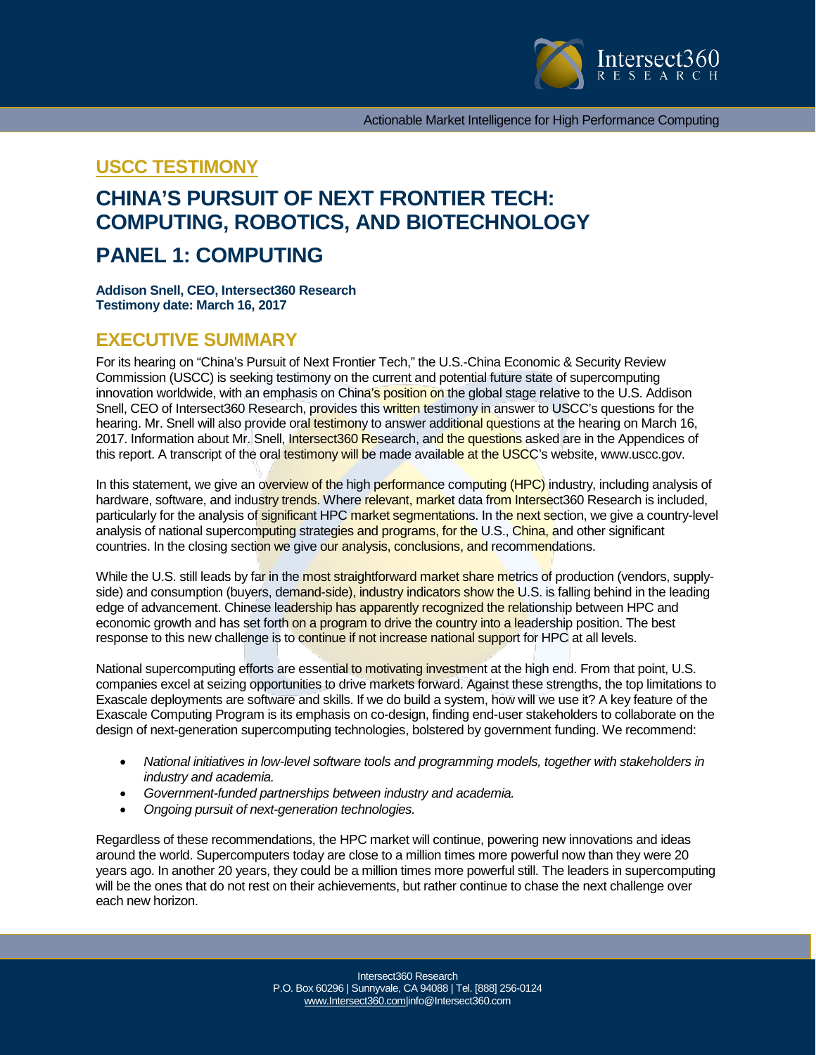## USCC TESTIMONY

# CHINA'S PURSUIT OF NEXT FRONTIER TECH: COMPUTING, ROBOTICS, AND BIOTECHNOLOGY

# PANEL 1: COMPUTING

**Addison Snell, CEO, Intersect360 Research**
**Testimony date: March 16, 2017**

## EXECUTIVE SUMMARY

For its hearing on "China's Pursuit of Next Frontier Tech," the U.S.-China Economic & Security Review Commission (USCC) is seeking testimony on the current and potential future state of supercomputing innovation worldwide, with an emphasis on China's position on the global stage relative to the U.S. Addison Snell, CEO of Intersect360 Research, provides this written testimony in answer to USCC's questions for the hearing. Mr. Snell will also provide oral testimony to answer additional questions at the hearing on March 16, 2017. Information about Mr. Snell, Intersect360 Research, and the questions asked are in the Appendices of this report. A transcript of the oral testimony will be made available at the USCC's website, www.uscc.gov.

In this statement, we give an overview of the high performance computing (HPC) industry, including analysis of hardware, software, and industry trends. Where relevant, market data from Intersect360 Research is included, particularly for the analysis of significant HPC market segmentations. In the next section, we give a country-level analysis of national supercomputing strategies and programs, for the U.S., China, and other significant countries. In the closing section we give our analysis, conclusions, and recommendations.

While the U.S. still leads by far in the most straightforward market share metrics of production (vendors, supply-side) and consumption (buyers, demand-side), industry indicators show the U.S. is falling behind in the leading edge of advancement. Chinese leadership has apparently recognized the relationship between HPC and economic growth and has set forth on a program to drive the country into a leadership position. The best response to this new challenge is to continue if not increase national support for HPC at all levels.

National supercomputing efforts are essential to motivating investment at the high end. From that point, U.S. companies excel at seizing opportunities to drive markets forward. Against these strengths, the top limitations to Exascale deployments are software and skills. If we do build a system, how will we use it? A key feature of the Exascale Computing Program is its emphasis on co-design, finding end-user stakeholders to collaborate on the design of next-generation supercomputing technologies, bolstered by government funding. We recommend:

- *National initiatives in low-level software tools and programming models, together with stakeholders in industry and academia.*
- *Government-funded partnerships between industry and academia.*
- *Ongoing pursuit of next-generation technologies.*

Regardless of these recommendations, the HPC market will continue, powering new innovations and ideas around the world. Supercomputers today are close to a million times more powerful now than they were 20 years ago. In another 20 years, they could be a million times more powerful still. The leaders in supercomputing will be the ones that do not rest on their achievements, but rather continue to chase the next challenge over each new horizon.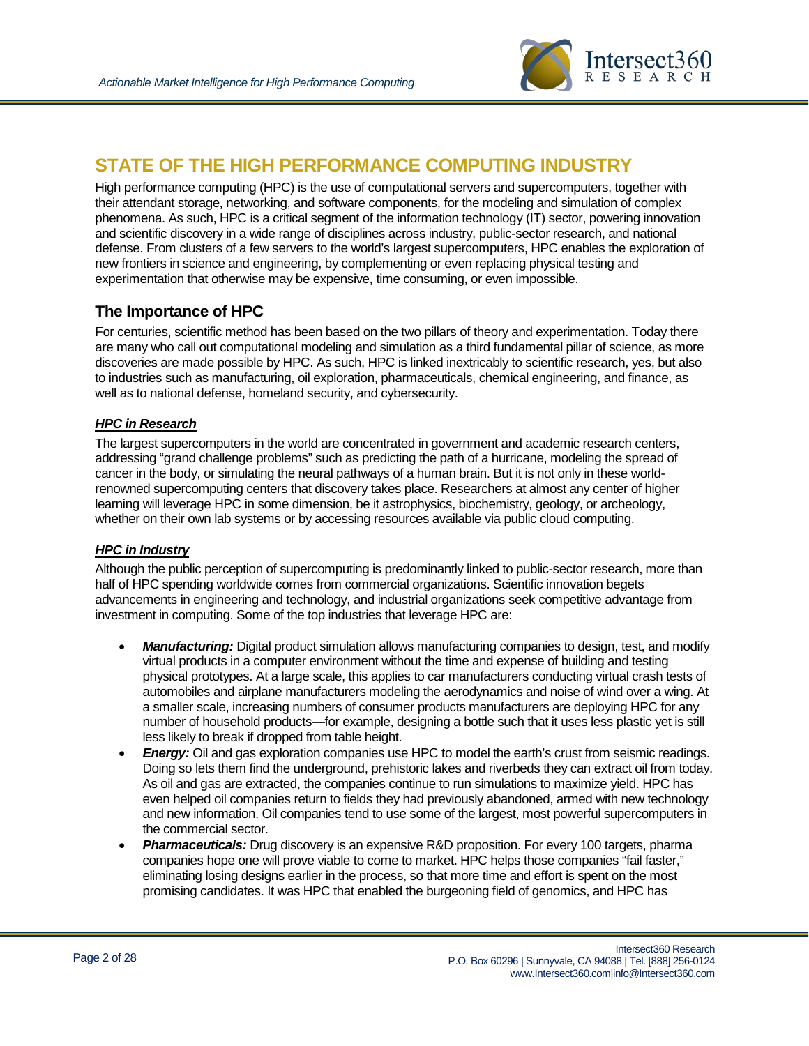# STATE OF THE HIGH PERFORMANCE COMPUTING INDUSTRY

High performance computing (HPC) is the use of computational servers and supercomputers, together with their attendant storage, networking, and software components, for the modeling and simulation of complex phenomena. As such, HPC is a critical segment of the information technology (IT) sector, powering innovation and scientific discovery in a wide range of disciplines across industry, public-sector research, and national defense. From clusters of a few servers to the world's largest supercomputers, HPC enables the exploration of new frontiers in science and engineering, by complementing or even replacing physical testing and experimentation that otherwise may be expensive, time consuming, or even impossible.

## The Importance of HPC

For centuries, scientific method has been based on the two pillars of theory and experimentation. Today there are many who call out computational modeling and simulation as a third fundamental pillar of science, as more discoveries are made possible by HPC. As such, HPC is linked inextricably to scientific research, yes, but also to industries such as manufacturing, oil exploration, pharmaceuticals, chemical engineering, and finance, as well as to national defense, homeland security, and cybersecurity.

### ***HPC in Research***

The largest supercomputers in the world are concentrated in government and academic research centers, addressing "grand challenge problems" such as predicting the path of a hurricane, modeling the spread of cancer in the body, or simulating the neural pathways of a human brain. But it is not only in these world-renowned supercomputing centers that discovery takes place. Researchers at almost any center of higher learning will leverage HPC in some dimension, be it astrophysics, biochemistry, geology, or archeology, whether on their own lab systems or by accessing resources available via public cloud computing.

### ***HPC in Industry***

Although the public perception of supercomputing is predominantly linked to public-sector research, more than half of HPC spending worldwide comes from commercial organizations. Scientific innovation begets advancements in engineering and technology, and industrial organizations seek competitive advantage from investment in computing. Some of the top industries that leverage HPC are:

- ***Manufacturing:*** Digital product simulation allows manufacturing companies to design, test, and modify virtual products in a computer environment without the time and expense of building and testing physical prototypes. At a large scale, this applies to car manufacturers conducting virtual crash tests of automobiles and airplane manufacturers modeling the aerodynamics and noise of wind over a wing. At a smaller scale, increasing numbers of consumer products manufacturers are deploying HPC for any number of household products—for example, designing a bottle such that it uses less plastic yet is still less likely to break if dropped from table height.
- ***Energy:*** Oil and gas exploration companies use HPC to model the earth's crust from seismic readings. Doing so lets them find the underground, prehistoric lakes and riverbeds they can extract oil from today. As oil and gas are extracted, the companies continue to run simulations to maximize yield. HPC has even helped oil companies return to fields they had previously abandoned, armed with new technology and new information. Oil companies tend to use some of the largest, most powerful supercomputers in the commercial sector.
- ***Pharmaceuticals:*** Drug discovery is an expensive R&D proposition. For every 100 targets, pharma companies hope one will prove viable to come to market. HPC helps those companies "fail faster," eliminating losing designs earlier in the process, so that more time and effort is spent on the most promising candidates. It was HPC that enabled the burgeoning field of genomics, and HPC has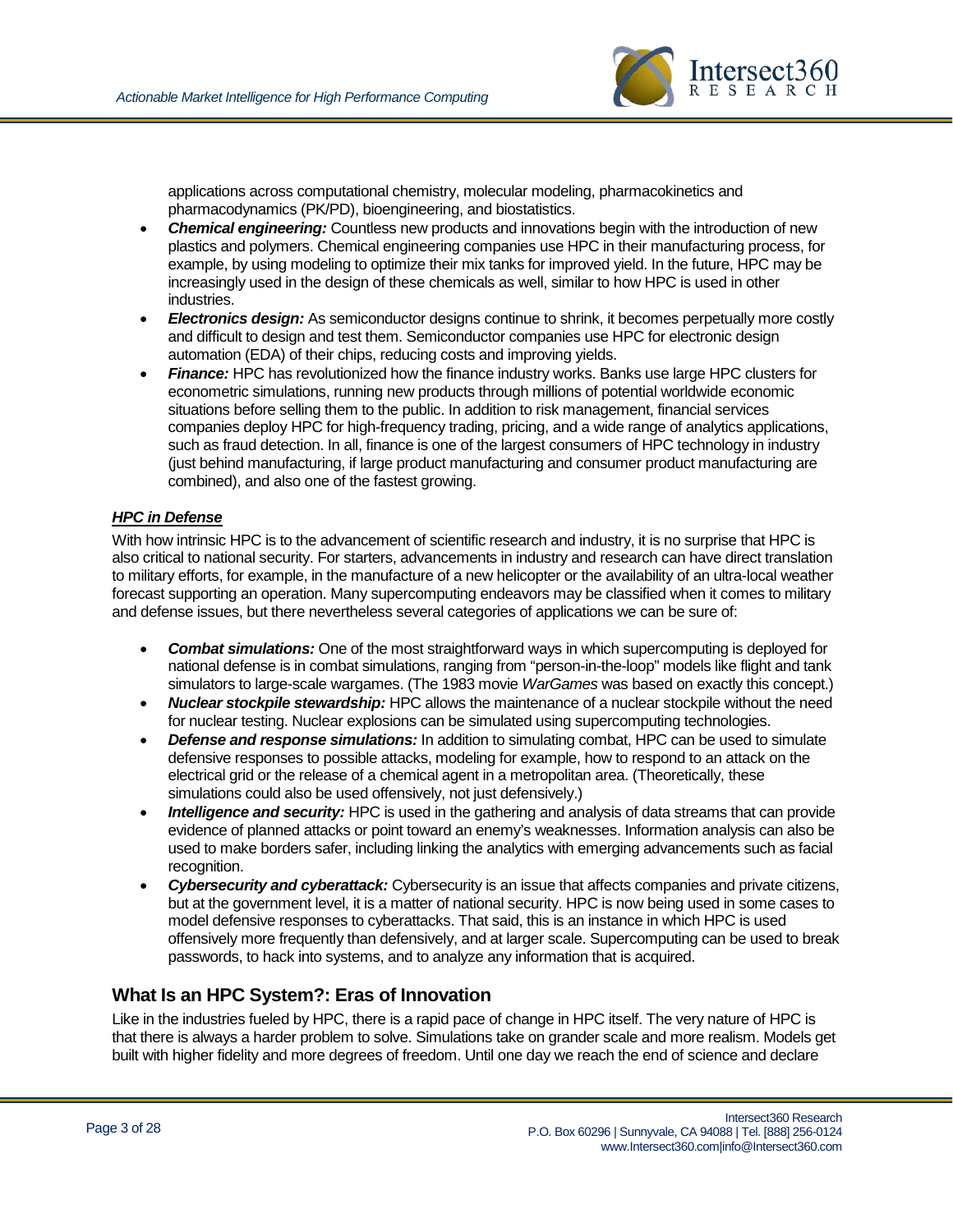applications across computational chemistry, molecular modeling, pharmacokinetics and pharmacodynamics (PK/PD), bioengineering, and biostatistics.

- ***Chemical engineering:*** Countless new products and innovations begin with the introduction of new plastics and polymers. Chemical engineering companies use HPC in their manufacturing process, for example, by using modeling to optimize their mix tanks for improved yield. In the future, HPC may be increasingly used in the design of these chemicals as well, similar to how HPC is used in other industries.
- ***Electronics design:*** As semiconductor designs continue to shrink, it becomes perpetually more costly and difficult to design and test them. Semiconductor companies use HPC for electronic design automation (EDA) of their chips, reducing costs and improving yields.
- ***Finance:*** HPC has revolutionized how the finance industry works. Banks use large HPC clusters for econometric simulations, running new products through millions of potential worldwide economic situations before selling them to the public. In addition to risk management, financial services companies deploy HPC for high-frequency trading, pricing, and a wide range of analytics applications, such as fraud detection. In all, finance is one of the largest consumers of HPC technology in industry (just behind manufacturing, if large product manufacturing and consumer product manufacturing are combined), and also one of the fastest growing.

***HPC in Defense***

With how intrinsic HPC is to the advancement of scientific research and industry, it is no surprise that HPC is also critical to national security. For starters, advancements in industry and research can have direct translation to military efforts, for example, in the manufacture of a new helicopter or the availability of an ultra-local weather forecast supporting an operation. Many supercomputing endeavors may be classified when it comes to military and defense issues, but there nevertheless several categories of applications we can be sure of:

- ***Combat simulations:*** One of the most straightforward ways in which supercomputing is deployed for national defense is in combat simulations, ranging from "person-in-the-loop" models like flight and tank simulators to large-scale wargames. (The 1983 movie *WarGames* was based on exactly this concept.)
- ***Nuclear stockpile stewardship:*** HPC allows the maintenance of a nuclear stockpile without the need for nuclear testing. Nuclear explosions can be simulated using supercomputing technologies.
- ***Defense and response simulations:*** In addition to simulating combat, HPC can be used to simulate defensive responses to possible attacks, modeling for example, how to respond to an attack on the electrical grid or the release of a chemical agent in a metropolitan area. (Theoretically, these simulations could also be used offensively, not just defensively.)
- ***Intelligence and security:*** HPC is used in the gathering and analysis of data streams that can provide evidence of planned attacks or point toward an enemy's weaknesses. Information analysis can also be used to make borders safer, including linking the analytics with emerging advancements such as facial recognition.
- ***Cybersecurity and cyberattack:*** Cybersecurity is an issue that affects companies and private citizens, but at the government level, it is a matter of national security. HPC is now being used in some cases to model defensive responses to cyberattacks. That said, this is an instance in which HPC is used offensively more frequently than defensively, and at larger scale. Supercomputing can be used to break passwords, to hack into systems, and to analyze any information that is acquired.

## What Is an HPC System?: Eras of Innovation

Like in the industries fueled by HPC, there is a rapid pace of change in HPC itself. The very nature of HPC is that there is always a harder problem to solve. Simulations take on grander scale and more realism. Models get built with higher fidelity and more degrees of freedom. Until one day we reach the end of science and declare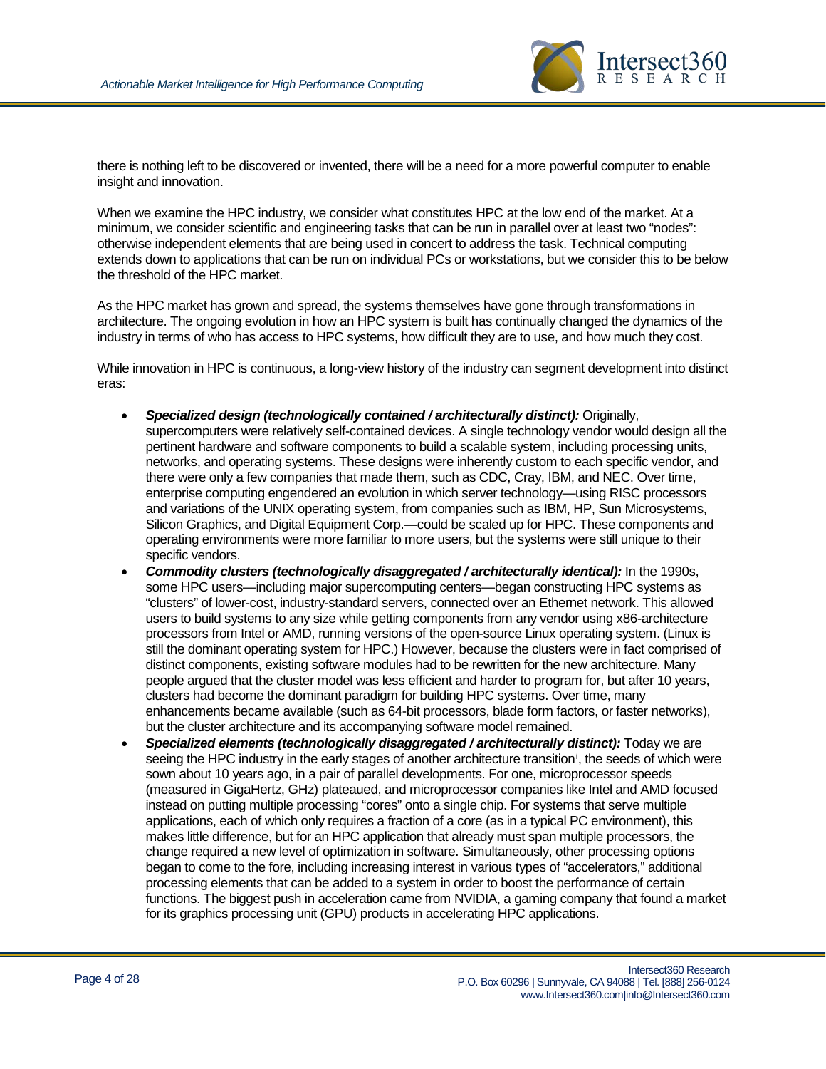there is nothing left to be discovered or invented, there will be a need for a more powerful computer to enable insight and innovation.

When we examine the HPC industry, we consider what constitutes HPC at the low end of the market. At a minimum, we consider scientific and engineering tasks that can be run in parallel over at least two "nodes": otherwise independent elements that are being used in concert to address the task. Technical computing extends down to applications that can be run on individual PCs or workstations, but we consider this to be below the threshold of the HPC market.

As the HPC market has grown and spread, the systems themselves have gone through transformations in architecture. The ongoing evolution in how an HPC system is built has continually changed the dynamics of the industry in terms of who has access to HPC systems, how difficult they are to use, and how much they cost.

While innovation in HPC is continuous, a long-view history of the industry can segment development into distinct eras:

- ***Specialized design (technologically contained / architecturally distinct):*** Originally, supercomputers were relatively self-contained devices. A single technology vendor would design all the pertinent hardware and software components to build a scalable system, including processing units, networks, and operating systems. These designs were inherently custom to each specific vendor, and there were only a few companies that made them, such as CDC, Cray, IBM, and NEC. Over time, enterprise computing engendered an evolution in which server technology—using RISC processors and variations of the UNIX operating system, from companies such as IBM, HP, Sun Microsystems, Silicon Graphics, and Digital Equipment Corp.—could be scaled up for HPC. These components and operating environments were more familiar to more users, but the systems were still unique to their specific vendors.
- ***Commodity clusters (technologically disaggregated / architecturally identical):*** In the 1990s, some HPC users—including major supercomputing centers—began constructing HPC systems as "clusters" of lower-cost, industry-standard servers, connected over an Ethernet network. This allowed users to build systems to any size while getting components from any vendor using x86-architecture processors from Intel or AMD, running versions of the open-source Linux operating system. (Linux is still the dominant operating system for HPC.) However, because the clusters were in fact comprised of distinct components, existing software modules had to be rewritten for the new architecture. Many people argued that the cluster model was less efficient and harder to program for, but after 10 years, clusters had become the dominant paradigm for building HPC systems. Over time, many enhancements became available (such as 64-bit processors, blade form factors, or faster networks), but the cluster architecture and its accompanying software model remained.
- ***Specialized elements (technologically disaggregated / architecturally distinct):*** Today we are seeing the HPC industry in the early stages of another architecture transition[i], the seeds of which were sown about 10 years ago, in a pair of parallel developments. For one, microprocessor speeds (measured in GigaHertz, GHz) plateaued, and microprocessor companies like Intel and AMD focused instead on putting multiple processing "cores" onto a single chip. For systems that serve multiple applications, each of which only requires a fraction of a core (as in a typical PC environment), this makes little difference, but for an HPC application that already must span multiple processors, the change required a new level of optimization in software. Simultaneously, other processing options began to come to the fore, including increasing interest in various types of "accelerators," additional processing elements that can be added to a system in order to boost the performance of certain functions. The biggest push in acceleration came from NVIDIA, a gaming company that found a market for its graphics processing unit (GPU) products in accelerating HPC applications.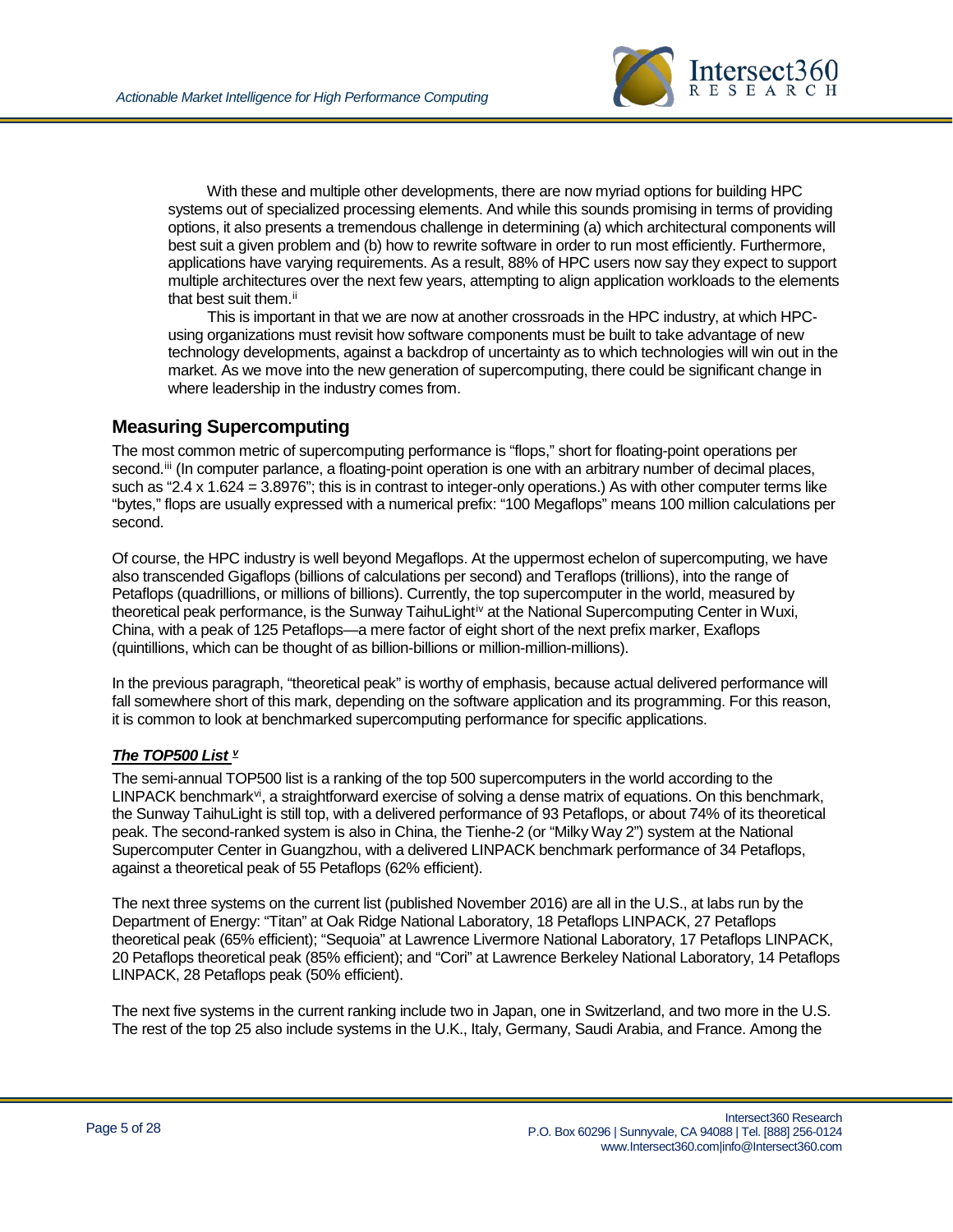With these and multiple other developments, there are now myriad options for building HPC systems out of specialized processing elements. And while this sounds promising in terms of providing options, it also presents a tremendous challenge in determining (a) which architectural components will best suit a given problem and (b) how to rewrite software in order to run most efficiently. Furthermore, applications have varying requirements. As a result, 88% of HPC users now say they expect to support multiple architectures over the next few years, attempting to align application workloads to the elements that best suit them.[ii]

This is important in that we are now at another crossroads in the HPC industry, at which HPC-using organizations must revisit how software components must be built to take advantage of new technology developments, against a backdrop of uncertainty as to which technologies will win out in the market. As we move into the new generation of supercomputing, there could be significant change in where leadership in the industry comes from.

## Measuring Supercomputing

The most common metric of supercomputing performance is "flops," short for floating-point operations per second.[iii] (In computer parlance, a floating-point operation is one with an arbitrary number of decimal places, such as "2.4 x 1.624 = 3.8976"; this is in contrast to integer-only operations.) As with other computer terms like "bytes," flops are usually expressed with a numerical prefix: "100 Megaflops" means 100 million calculations per second.

Of course, the HPC industry is well beyond Megaflops. At the uppermost echelon of supercomputing, we have also transcended Gigaflops (billions of calculations per second) and Teraflops (trillions), into the range of Petaflops (quadrillions, or millions of billions). Currently, the top supercomputer in the world, measured by theoretical peak performance, is the Sunway TaihuLight[iv] at the National Supercomputing Center in Wuxi, China, with a peak of 125 Petaflops—a mere factor of eight short of the next prefix marker, Exaflops (quintillions, which can be thought of as billion-billions or million-million-millions).

In the previous paragraph, "theoretical peak" is worthy of emphasis, because actual delivered performance will fall somewhere short of this mark, depending on the software application and its programming. For this reason, it is common to look at benchmarked supercomputing performance for specific applications.

### ***The TOP500 List*** [v]

The semi-annual TOP500 list is a ranking of the top 500 supercomputers in the world according to the LINPACK benchmark[vi], a straightforward exercise of solving a dense matrix of equations. On this benchmark, the Sunway TaihuLight is still top, with a delivered performance of 93 Petaflops, or about 74% of its theoretical peak. The second-ranked system is also in China, the Tienhe-2 (or "Milky Way 2") system at the National Supercomputer Center in Guangzhou, with a delivered LINPACK benchmark performance of 34 Petaflops, against a theoretical peak of 55 Petaflops (62% efficient).

The next three systems on the current list (published November 2016) are all in the U.S., at labs run by the Department of Energy: "Titan" at Oak Ridge National Laboratory, 18 Petaflops LINPACK, 27 Petaflops theoretical peak (65% efficient); "Sequoia" at Lawrence Livermore National Laboratory, 17 Petaflops LINPACK, 20 Petaflops theoretical peak (85% efficient); and "Cori" at Lawrence Berkeley National Laboratory, 14 Petaflops LINPACK, 28 Petaflops peak (50% efficient).

The next five systems in the current ranking include two in Japan, one in Switzerland, and two more in the U.S. The rest of the top 25 also include systems in the U.K., Italy, Germany, Saudi Arabia, and France. Among the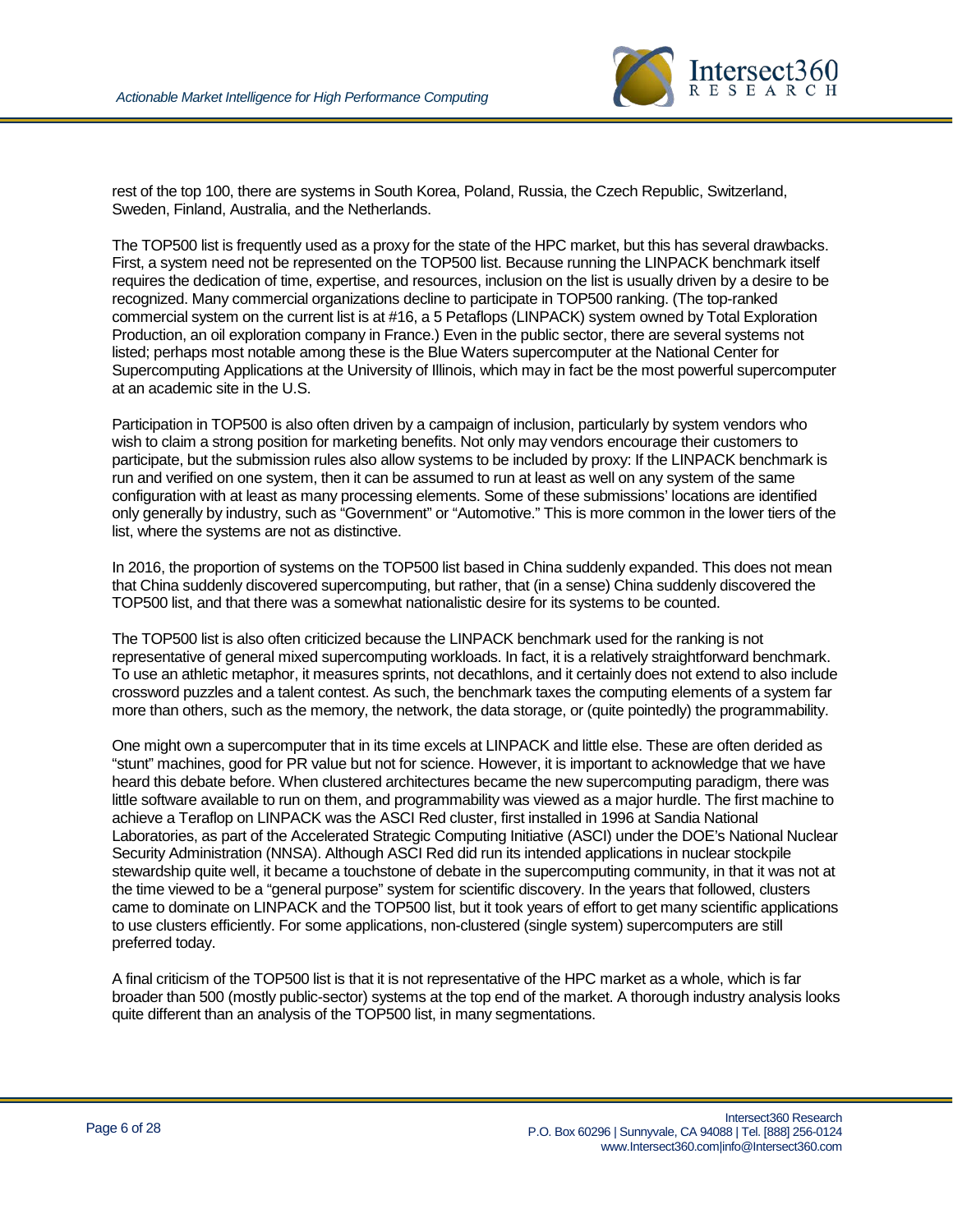rest of the top 100, there are systems in South Korea, Poland, Russia, the Czech Republic, Switzerland, Sweden, Finland, Australia, and the Netherlands.

The TOP500 list is frequently used as a proxy for the state of the HPC market, but this has several drawbacks. First, a system need not be represented on the TOP500 list. Because running the LINPACK benchmark itself requires the dedication of time, expertise, and resources, inclusion on the list is usually driven by a desire to be recognized. Many commercial organizations decline to participate in TOP500 ranking. (The top-ranked commercial system on the current list is at #16, a 5 Petaflops (LINPACK) system owned by Total Exploration Production, an oil exploration company in France.) Even in the public sector, there are several systems not listed; perhaps most notable among these is the Blue Waters supercomputer at the National Center for Supercomputing Applications at the University of Illinois, which may in fact be the most powerful supercomputer at an academic site in the U.S.

Participation in TOP500 is also often driven by a campaign of inclusion, particularly by system vendors who wish to claim a strong position for marketing benefits. Not only may vendors encourage their customers to participate, but the submission rules also allow systems to be included by proxy: If the LINPACK benchmark is run and verified on one system, then it can be assumed to run at least as well on any system of the same configuration with at least as many processing elements. Some of these submissions' locations are identified only generally by industry, such as "Government" or "Automotive." This is more common in the lower tiers of the list, where the systems are not as distinctive.

In 2016, the proportion of systems on the TOP500 list based in China suddenly expanded. This does not mean that China suddenly discovered supercomputing, but rather, that (in a sense) China suddenly discovered the TOP500 list, and that there was a somewhat nationalistic desire for its systems to be counted.

The TOP500 list is also often criticized because the LINPACK benchmark used for the ranking is not representative of general mixed supercomputing workloads. In fact, it is a relatively straightforward benchmark. To use an athletic metaphor, it measures sprints, not decathlons, and it certainly does not extend to also include crossword puzzles and a talent contest. As such, the benchmark taxes the computing elements of a system far more than others, such as the memory, the network, the data storage, or (quite pointedly) the programmability.

One might own a supercomputer that in its time excels at LINPACK and little else. These are often derided as "stunt" machines, good for PR value but not for science. However, it is important to acknowledge that we have heard this debate before. When clustered architectures became the new supercomputing paradigm, there was little software available to run on them, and programmability was viewed as a major hurdle. The first machine to achieve a Teraflop on LINPACK was the ASCI Red cluster, first installed in 1996 at Sandia National Laboratories, as part of the Accelerated Strategic Computing Initiative (ASCI) under the DOE's National Nuclear Security Administration (NNSA). Although ASCI Red did run its intended applications in nuclear stockpile stewardship quite well, it became a touchstone of debate in the supercomputing community, in that it was not at the time viewed to be a "general purpose" system for scientific discovery. In the years that followed, clusters came to dominate on LINPACK and the TOP500 list, but it took years of effort to get many scientific applications to use clusters efficiently. For some applications, non-clustered (single system) supercomputers are still preferred today.

A final criticism of the TOP500 list is that it is not representative of the HPC market as a whole, which is far broader than 500 (mostly public-sector) systems at the top end of the market. A thorough industry analysis looks quite different than an analysis of the TOP500 list, in many segmentations.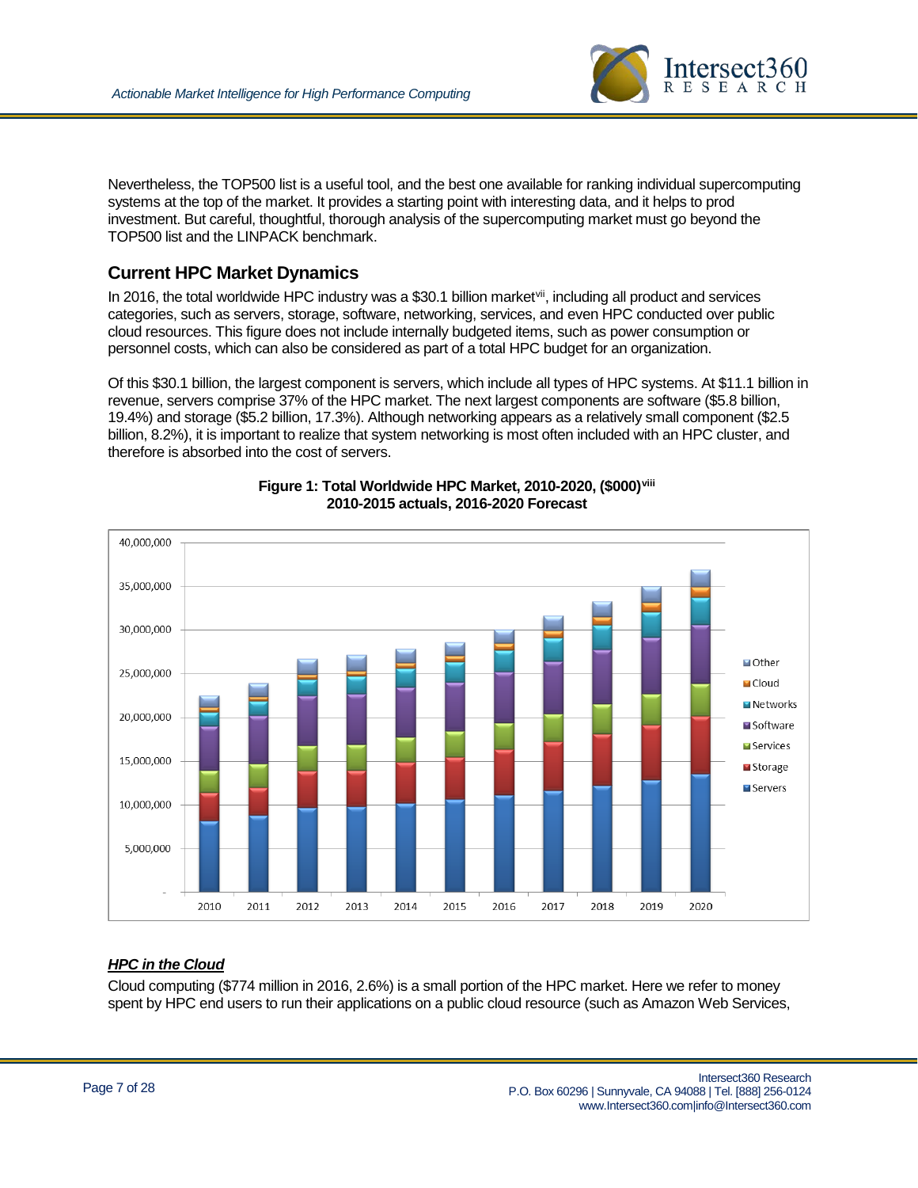Nevertheless, the TOP500 list is a useful tool, and the best one available for ranking individual supercomputing systems at the top of the market. It provides a starting point with interesting data, and it helps to prod investment. But careful, thoughtful, thorough analysis of the supercomputing market must go beyond the TOP500 list and the LINPACK benchmark.

## Current HPC Market Dynamics

In 2016, the total worldwide HPC industry was a $30.1 billion market[vii], including all product and services categories, such as servers, storage, software, networking, services, and even HPC conducted over public cloud resources. This figure does not include internally budgeted items, such as power consumption or personnel costs, which can also be considered as part of a total HPC budget for an organization.

Of this $30.1 billion, the largest component is servers, which include all types of HPC systems. At $11.1 billion in revenue, servers comprise 37% of the HPC market. The next largest components are software ($5.8 billion, 19.4%) and storage ($5.2 billion, 17.3%). Although networking appears as a relatively small component ($2.5 billion, 8.2%), it is important to realize that system networking is most often included with an HPC cluster, and therefore is absorbed into the cost of servers.

**Figure 1: Total Worldwide HPC Market, 2010-2020, ($000)[viii]**
**2010-2015 actuals, 2016-2020 Forecast**

### *HPC in the Cloud*

Cloud computing ($774 million in 2016, 2.6%) is a small portion of the HPC market. Here we refer to money spent by HPC end users to run their applications on a public cloud resource (such as Amazon Web Services,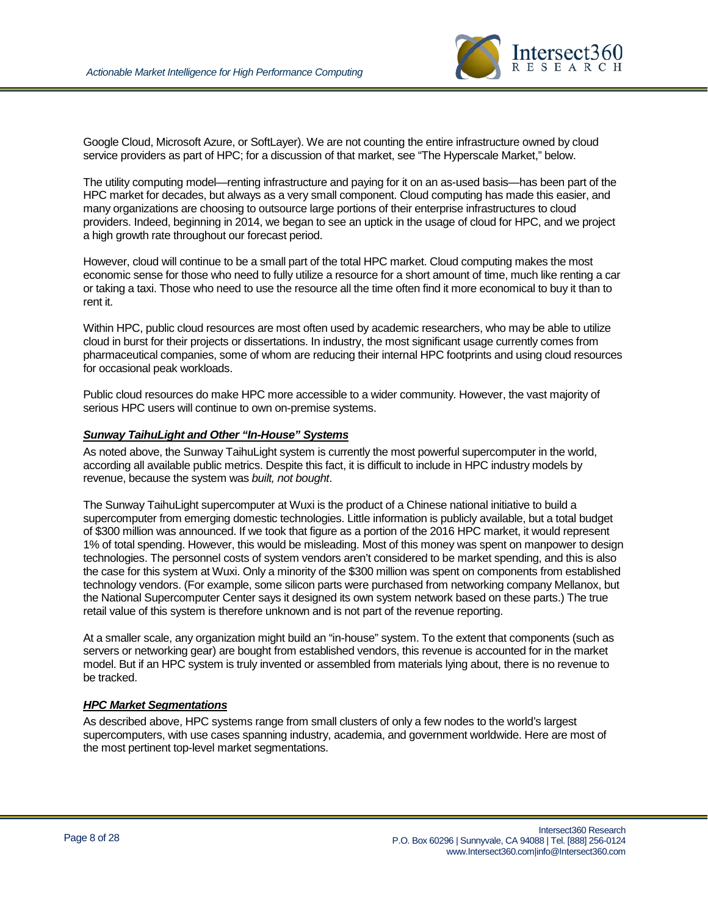Google Cloud, Microsoft Azure, or SoftLayer). We are not counting the entire infrastructure owned by cloud service providers as part of HPC; for a discussion of that market, see "The Hyperscale Market," below.

The utility computing model—renting infrastructure and paying for it on an as-used basis—has been part of the HPC market for decades, but always as a very small component. Cloud computing has made this easier, and many organizations are choosing to outsource large portions of their enterprise infrastructures to cloud providers. Indeed, beginning in 2014, we began to see an uptick in the usage of cloud for HPC, and we project a high growth rate throughout our forecast period.

However, cloud will continue to be a small part of the total HPC market. Cloud computing makes the most economic sense for those who need to fully utilize a resource for a short amount of time, much like renting a car or taking a taxi. Those who need to use the resource all the time often find it more economical to buy it than to rent it.

Within HPC, public cloud resources are most often used by academic researchers, who may be able to utilize cloud in burst for their projects or dissertations. In industry, the most significant usage currently comes from pharmaceutical companies, some of whom are reducing their internal HPC footprints and using cloud resources for occasional peak workloads.

Public cloud resources do make HPC more accessible to a wider community. However, the vast majority of serious HPC users will continue to own on-premise systems.

### ***Sunway TaihuLight and Other "In-House" Systems***

As noted above, the Sunway TaihuLight system is currently the most powerful supercomputer in the world, according all available public metrics. Despite this fact, it is difficult to include in HPC industry models by revenue, because the system was *built, not bought*.

The Sunway TaihuLight supercomputer at Wuxi is the product of a Chinese national initiative to build a supercomputer from emerging domestic technologies. Little information is publicly available, but a total budget of $300 million was announced. If we took that figure as a portion of the 2016 HPC market, it would represent 1% of total spending. However, this would be misleading. Most of this money was spent on manpower to design technologies. The personnel costs of system vendors aren't considered to be market spending, and this is also the case for this system at Wuxi. Only a minority of the $300 million was spent on components from established technology vendors. (For example, some silicon parts were purchased from networking company Mellanox, but the National Supercomputer Center says it designed its own system network based on these parts.) The true retail value of this system is therefore unknown and is not part of the revenue reporting.

At a smaller scale, any organization might build an "in-house" system. To the extent that components (such as servers or networking gear) are bought from established vendors, this revenue is accounted for in the market model. But if an HPC system is truly invented or assembled from materials lying about, there is no revenue to be tracked.

### ***HPC Market Segmentations***

As described above, HPC systems range from small clusters of only a few nodes to the world's largest supercomputers, with use cases spanning industry, academia, and government worldwide. Here are most of the most pertinent top-level market segmentations.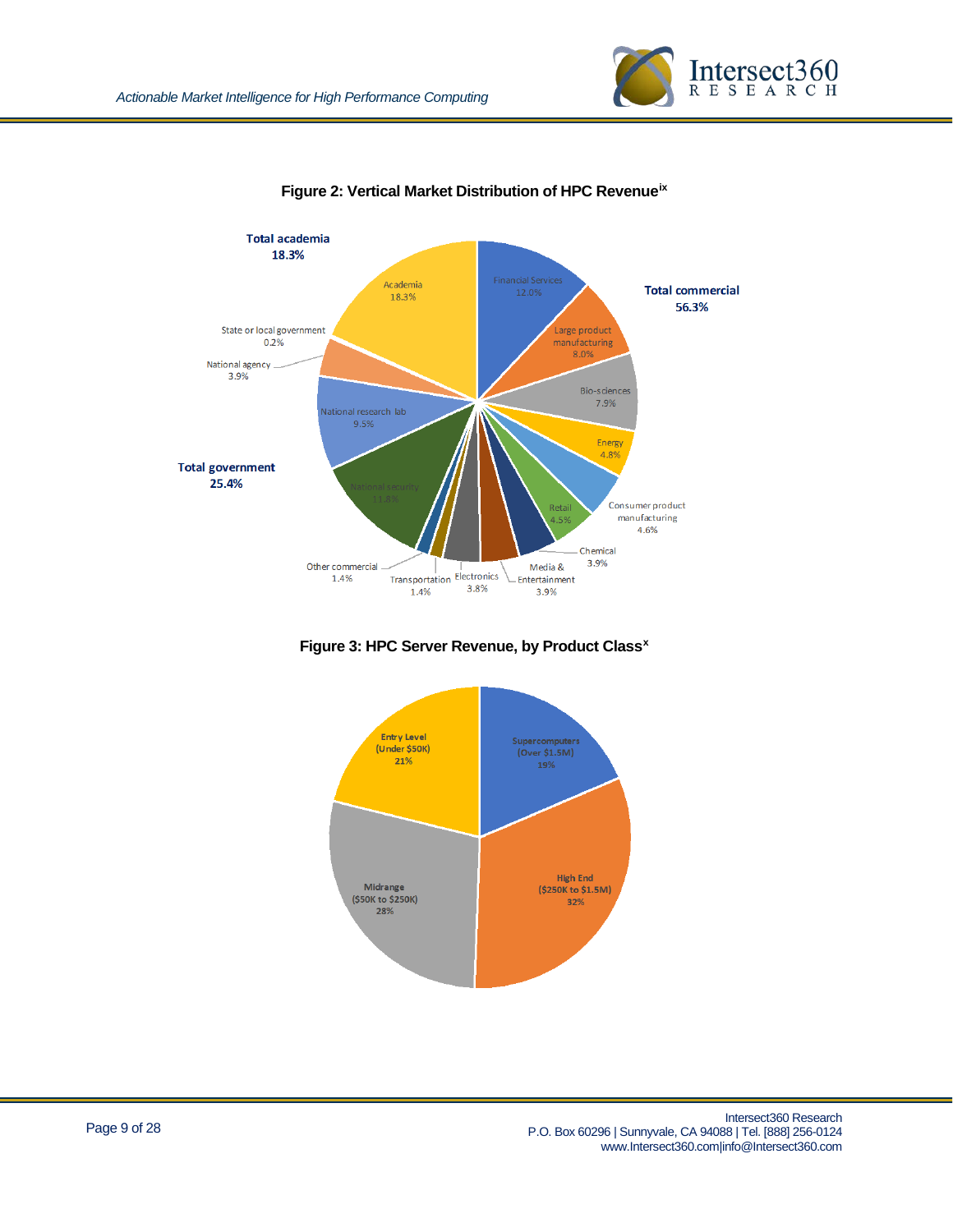**Figure 2: Vertical Market Distribution of HPC Revenue**[ix]

Total academia 18.3%

Academia 18.3%

Total commercial 56.3%

Financial Services 12.0%

Large product manufacturing 8.0%

Bio-sciences 7.9%

Energy 4.8%

Consumer product manufacturing 4.6%

Retail 4.5%

Chemical 3.9%

Media & Entertainment 3.9%

Electronics 3.8%

Transportation 1.4%

Other commercial 1.4%

Total government 25.4%

National security 11.8%

National research lab 9.5%

National agency 3.9%

State or local government 0.2%

**Figure 3: HPC Server Revenue, by Product Class**[x]

Supercomputers (Over $1.5M) 19%

High End ($250K to $1.5M) 32%

Midrange ($50K to $250K) 28%

Entry Level (Under $50K) 21%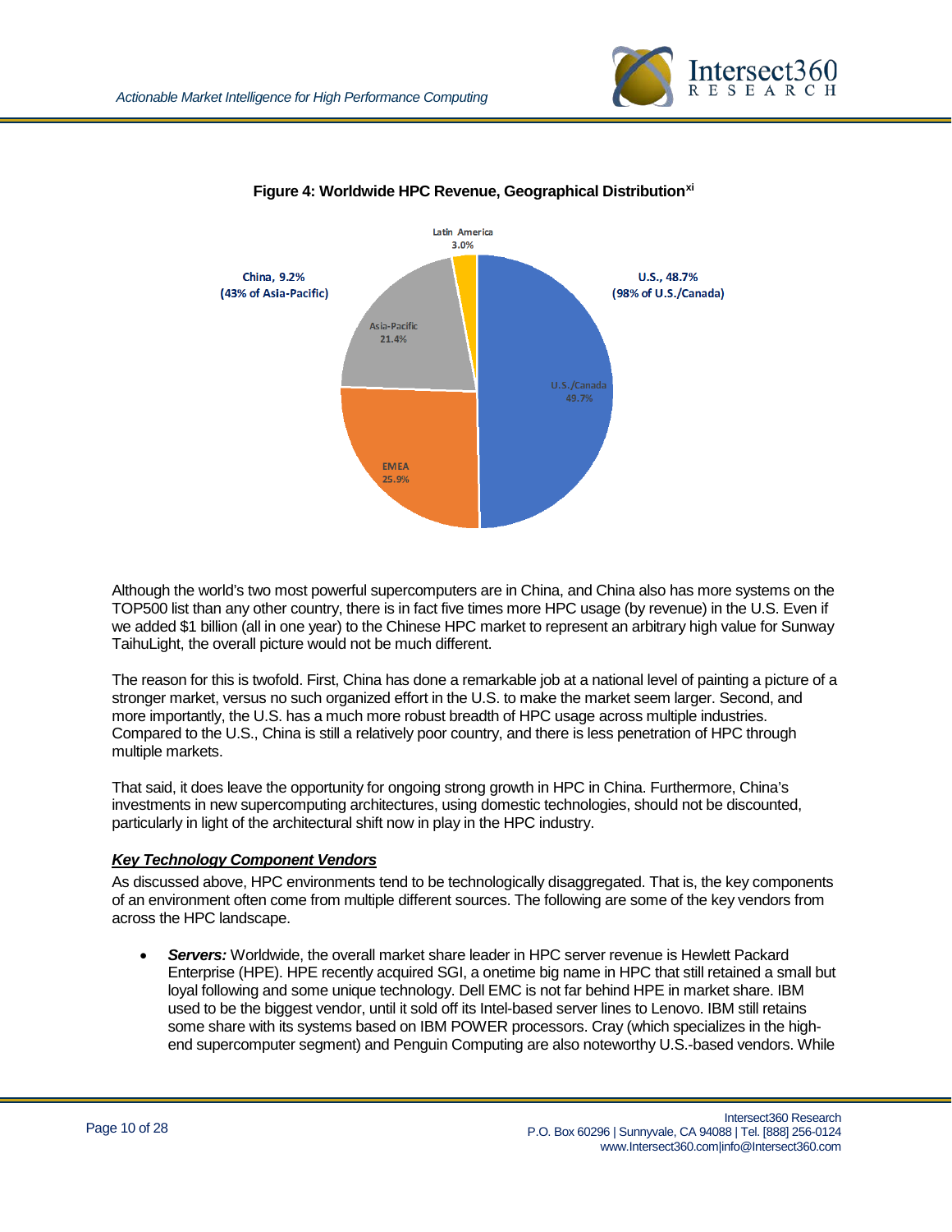**Figure 4: Worldwide HPC Revenue, Geographical Distribution**[xi]

Latin America 3.0%

China, 9.2% (43% of Asia-Pacific)

U.S., 48.7% (98% of U.S./Canada)

Asia-Pacific 21.4%

U.S./Canada 49.7%

EMEA 25.9%

Although the world's two most powerful supercomputers are in China, and China also has more systems on the TOP500 list than any other country, there is in fact five times more HPC usage (by revenue) in the U.S. Even if we added $1 billion (all in one year) to the Chinese HPC market to represent an arbitrary high value for Sunway TaihuLight, the overall picture would not be much different.

The reason for this is twofold. First, China has done a remarkable job at a national level of painting a picture of a stronger market, versus no such organized effort in the U.S. to make the market seem larger. Second, and more importantly, the U.S. has a much more robust breadth of HPC usage across multiple industries. Compared to the U.S., China is still a relatively poor country, and there is less penetration of HPC through multiple markets.

That said, it does leave the opportunity for ongoing strong growth in HPC in China. Furthermore, China's investments in new supercomputing architectures, using domestic technologies, should not be discounted, particularly in light of the architectural shift now in play in the HPC industry.

### ***Key Technology Component Vendors***

As discussed above, HPC environments tend to be technologically disaggregated. That is, the key components of an environment often come from multiple different sources. The following are some of the key vendors from across the HPC landscape.

- ***Servers:*** Worldwide, the overall market share leader in HPC server revenue is Hewlett Packard Enterprise (HPE). HPE recently acquired SGI, a onetime big name in HPC that still retained a small but loyal following and some unique technology. Dell EMC is not far behind HPE in market share. IBM used to be the biggest vendor, until it sold off its Intel-based server lines to Lenovo. IBM still retains some share with its systems based on IBM POWER processors. Cray (which specializes in the high-end supercomputer segment) and Penguin Computing are also noteworthy U.S.-based vendors. While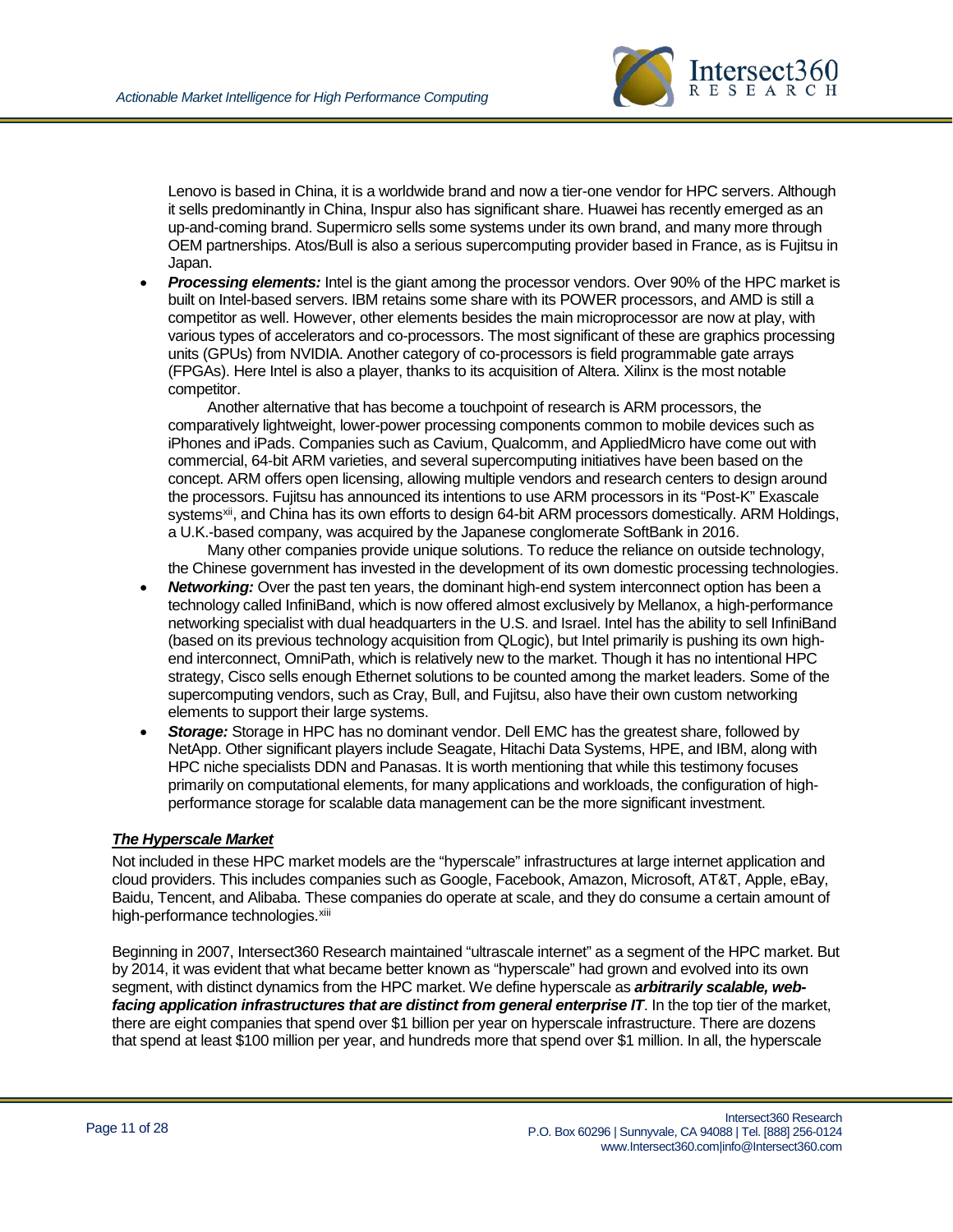Lenovo is based in China, it is a worldwide brand and now a tier-one vendor for HPC servers. Although it sells predominantly in China, Inspur also has significant share. Huawei has recently emerged as an up-and-coming brand. Supermicro sells some systems under its own brand, and many more through OEM partnerships. Atos/Bull is also a serious supercomputing provider based in France, as is Fujitsu in Japan.

- ***Processing elements:*** Intel is the giant among the processor vendors. Over 90% of the HPC market is built on Intel-based servers. IBM retains some share with its POWER processors, and AMD is still a competitor as well. However, other elements besides the main microprocessor are now at play, with various types of accelerators and co-processors. The most significant of these are graphics processing units (GPUs) from NVIDIA. Another category of co-processors is field programmable gate arrays (FPGAs). Here Intel is also a player, thanks to its acquisition of Altera. Xilinx is the most notable competitor.

  Another alternative that has become a touchpoint of research is ARM processors, the comparatively lightweight, lower-power processing components common to mobile devices such as iPhones and iPads. Companies such as Cavium, Qualcomm, and AppliedMicro have come out with commercial, 64-bit ARM varieties, and several supercomputing initiatives have been based on the concept. ARM offers open licensing, allowing multiple vendors and research centers to design around the processors. Fujitsu has announced its intentions to use ARM processors in its "Post-K" Exascale systems[xii], and China has its own efforts to design 64-bit ARM processors domestically. ARM Holdings, a U.K.-based company, was acquired by the Japanese conglomerate SoftBank in 2016.

  Many other companies provide unique solutions. To reduce the reliance on outside technology, the Chinese government has invested in the development of its own domestic processing technologies.
- ***Networking:*** Over the past ten years, the dominant high-end system interconnect option has been a technology called InfiniBand, which is now offered almost exclusively by Mellanox, a high-performance networking specialist with dual headquarters in the U.S. and Israel. Intel has the ability to sell InfiniBand (based on its previous technology acquisition from QLogic), but Intel primarily is pushing its own high-end interconnect, OmniPath, which is relatively new to the market. Though it has no intentional HPC strategy, Cisco sells enough Ethernet solutions to be counted among the market leaders. Some of the supercomputing vendors, such as Cray, Bull, and Fujitsu, also have their own custom networking elements to support their large systems.
- ***Storage:*** Storage in HPC has no dominant vendor. Dell EMC has the greatest share, followed by NetApp. Other significant players include Seagate, Hitachi Data Systems, HPE, and IBM, along with HPC niche specialists DDN and Panasas. It is worth mentioning that while this testimony focuses primarily on computational elements, for many applications and workloads, the configuration of high-performance storage for scalable data management can be the more significant investment.

### ***The Hyperscale Market***

Not included in these HPC market models are the "hyperscale" infrastructures at large internet application and cloud providers. This includes companies such as Google, Facebook, Amazon, Microsoft, AT&T, Apple, eBay, Baidu, Tencent, and Alibaba. These companies do operate at scale, and they do consume a certain amount of high-performance technologies.[xiii]

Beginning in 2007, Intersect360 Research maintained "ultrascale internet" as a segment of the HPC market. But by 2014, it was evident that what became better known as "hyperscale" had grown and evolved into its own segment, with distinct dynamics from the HPC market. We define hyperscale as ***arbitrarily scalable, web-facing application infrastructures that are distinct from general enterprise IT***. In the top tier of the market, there are eight companies that spend over $1 billion per year on hyperscale infrastructure. There are dozens that spend at least $100 million per year, and hundreds more that spend over $1 million. In all, the hyperscale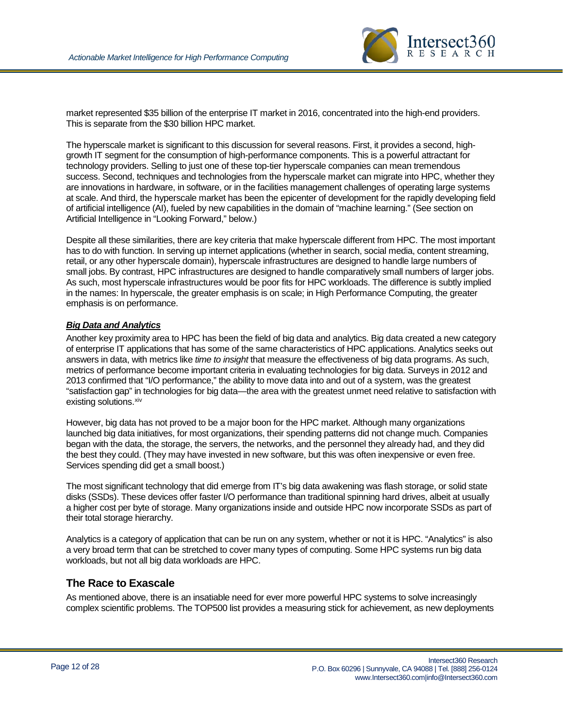market represented $35 billion of the enterprise IT market in 2016, concentrated into the high-end providers. This is separate from the $30 billion HPC market.

The hyperscale market is significant to this discussion for several reasons. First, it provides a second, high-growth IT segment for the consumption of high-performance components. This is a powerful attractant for technology providers. Selling to just one of these top-tier hyperscale companies can mean tremendous success. Second, techniques and technologies from the hyperscale market can migrate into HPC, whether they are innovations in hardware, in software, or in the facilities management challenges of operating large systems at scale. And third, the hyperscale market has been the epicenter of development for the rapidly developing field of artificial intelligence (AI), fueled by new capabilities in the domain of "machine learning." (See section on Artificial Intelligence in "Looking Forward," below.)

Despite all these similarities, there are key criteria that make hyperscale different from HPC. The most important has to do with function. In serving up internet applications (whether in search, social media, content streaming, retail, or any other hyperscale domain), hyperscale infrastructures are designed to handle large numbers of small jobs. By contrast, HPC infrastructures are designed to handle comparatively small numbers of larger jobs. As such, most hyperscale infrastructures would be poor fits for HPC workloads. The difference is subtly implied in the names: In hyperscale, the greater emphasis is on scale; in High Performance Computing, the greater emphasis is on performance.

***Big Data and Analytics***

Another key proximity area to HPC has been the field of big data and analytics. Big data created a new category of enterprise IT applications that has some of the same characteristics of HPC applications. Analytics seeks out answers in data, with metrics like *time to insight* that measure the effectiveness of big data programs. As such, metrics of performance become important criteria in evaluating technologies for big data. Surveys in 2012 and 2013 confirmed that "I/O performance," the ability to move data into and out of a system, was the greatest "satisfaction gap" in technologies for big data—the area with the greatest unmet need relative to satisfaction with existing solutions.[xiv]

However, big data has not proved to be a major boon for the HPC market. Although many organizations launched big data initiatives, for most organizations, their spending patterns did not change much. Companies began with the data, the storage, the servers, the networks, and the personnel they already had, and they did the best they could. (They may have invested in new software, but this was often inexpensive or even free. Services spending did get a small boost.)

The most significant technology that did emerge from IT's big data awakening was flash storage, or solid state disks (SSDs). These devices offer faster I/O performance than traditional spinning hard drives, albeit at usually a higher cost per byte of storage. Many organizations inside and outside HPC now incorporate SSDs as part of their total storage hierarchy.

Analytics is a category of application that can be run on any system, whether or not it is HPC. "Analytics" is also a very broad term that can be stretched to cover many types of computing. Some HPC systems run big data workloads, but not all big data workloads are HPC.

## The Race to Exascale

As mentioned above, there is an insatiable need for ever more powerful HPC systems to solve increasingly complex scientific problems. The TOP500 list provides a measuring stick for achievement, as new deployments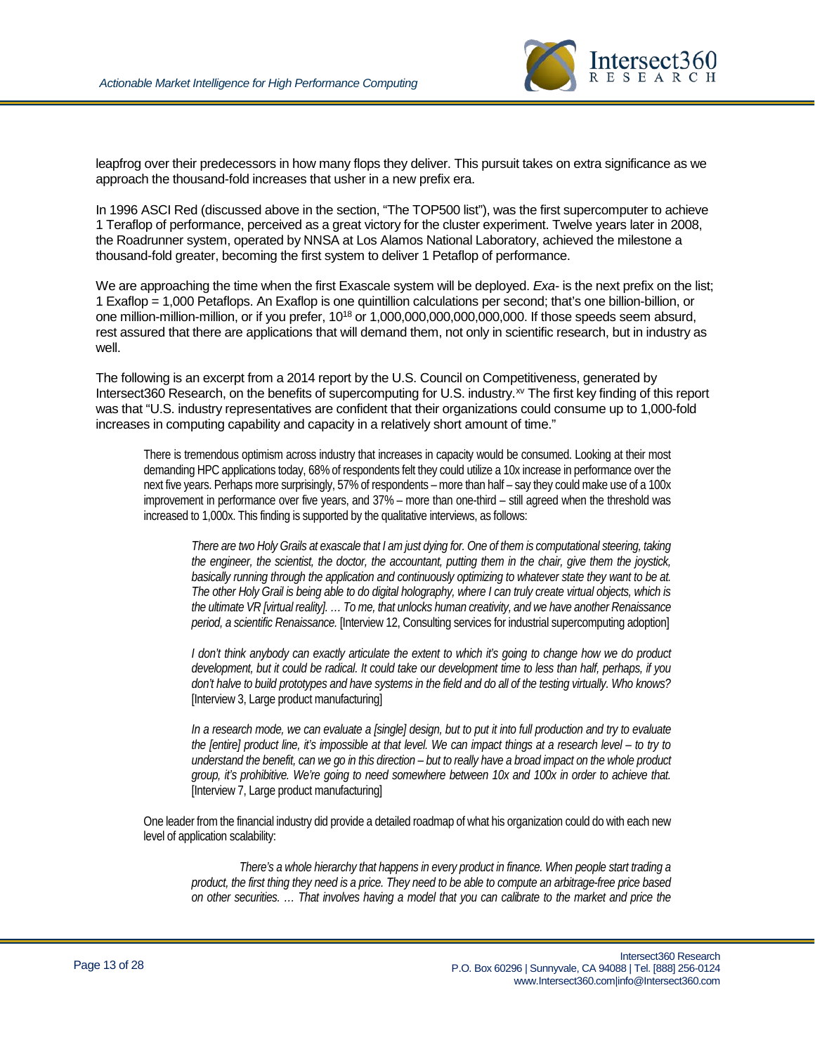leapfrog over their predecessors in how many flops they deliver. This pursuit takes on extra significance as we approach the thousand-fold increases that usher in a new prefix era.

In 1996 ASCI Red (discussed above in the section, "The TOP500 list"), was the first supercomputer to achieve 1 Teraflop of performance, perceived as a great victory for the cluster experiment. Twelve years later in 2008, the Roadrunner system, operated by NNSA at Los Alamos National Laboratory, achieved the milestone a thousand-fold greater, becoming the first system to deliver 1 Petaflop of performance.

We are approaching the time when the first Exascale system will be deployed. *Exa-* is the next prefix on the list; 1 Exaflop = 1,000 Petaflops. An Exaflop is one quintillion calculations per second; that's one billion-billion, or one million-million-million, or if you prefer, $10^{18}$ or 1,000,000,000,000,000,000. If those speeds seem absurd, rest assured that there are applications that will demand them, not only in scientific research, but in industry as well.

The following is an excerpt from a 2014 report by the U.S. Council on Competitiveness, generated by Intersect360 Research, on the benefits of supercomputing for U.S. industry.[xv] The first key finding of this report was that "U.S. industry representatives are confident that their organizations could consume up to 1,000-fold increases in computing capability and capacity in a relatively short amount of time."

> There is tremendous optimism across industry that increases in capacity would be consumed. Looking at their most demanding HPC applications today, 68% of respondents felt they could utilize a 10x increase in performance over the next five years. Perhaps more surprisingly, 57% of respondents – more than half – say they could make use of a 100x improvement in performance over five years, and 37% – more than one-third – still agreed when the threshold was increased to 1,000x. This finding is supported by the qualitative interviews, as follows:
>
> > *There are two Holy Grails at exascale that I am just dying for. One of them is computational steering, taking the engineer, the scientist, the doctor, the accountant, putting them in the chair, give them the joystick, basically running through the application and continuously optimizing to whatever state they want to be at. The other Holy Grail is being able to do digital holography, where I can truly create virtual objects, which is the ultimate VR [virtual reality]. … To me, that unlocks human creativity, and we have another Renaissance period, a scientific Renaissance.* [Interview 12, Consulting services for industrial supercomputing adoption]
> >
> > *I don't think anybody can exactly articulate the extent to which it's going to change how we do product development, but it could be radical. It could take our development time to less than half, perhaps, if you don't halve to build prototypes and have systems in the field and do all of the testing virtually. Who knows?* [Interview 3, Large product manufacturing]
> >
> > *In a research mode, we can evaluate a [single] design, but to put it into full production and try to evaluate the [entire] product line, it's impossible at that level. We can impact things at a research level – to try to understand the benefit, can we go in this direction – but to really have a broad impact on the whole product group, it's prohibitive. We're going to need somewhere between 10x and 100x in order to achieve that.* [Interview 7, Large product manufacturing]
>
> One leader from the financial industry did provide a detailed roadmap of what his organization could do with each new level of application scalability:
>
> > *There's a whole hierarchy that happens in every product in finance. When people start trading a product, the first thing they need is a price. They need to be able to compute an arbitrage-free price based on other securities. … That involves having a model that you can calibrate to the market and price the*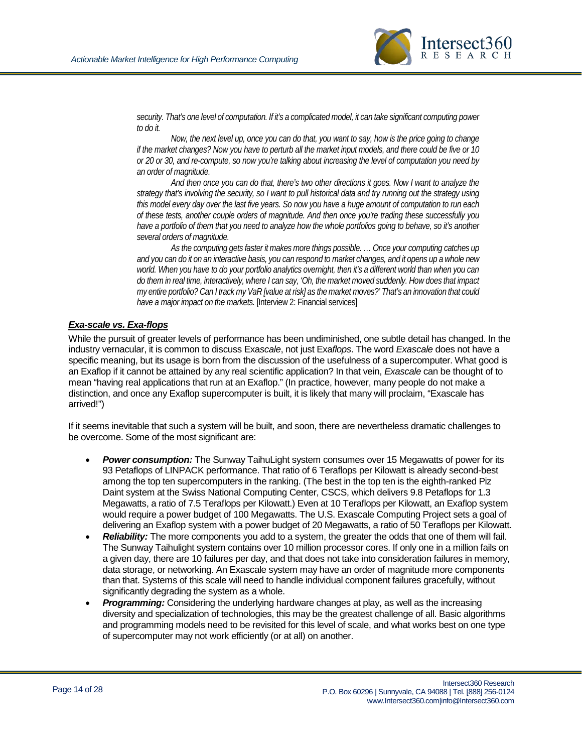*security. That's one level of computation. If it's a complicated model, it can take significant computing power to do it.*

*Now, the next level up, once you can do that, you want to say, how is the price going to change if the market changes? Now you have to perturb all the market input models, and there could be five or 10 or 20 or 30, and re-compute, so now you're talking about increasing the level of computation you need by an order of magnitude.*

*And then once you can do that, there's two other directions it goes. Now I want to analyze the strategy that's involving the security, so I want to pull historical data and try running out the strategy using this model every day over the last five years. So now you have a huge amount of computation to run each of these tests, another couple orders of magnitude. And then once you're trading these successfully you have a portfolio of them that you need to analyze how the whole portfolios going to behave, so it's another several orders of magnitude.*

*As the computing gets faster it makes more things possible. … Once your computing catches up and you can do it on an interactive basis, you can respond to market changes, and it opens up a whole new world. When you have to do your portfolio analytics overnight, then it's a different world than when you can do them in real time, interactively, where I can say, 'Oh, the market moved suddenly. How does that impact my entire portfolio? Can I track my VaR [value at risk] as the market moves?' That's an innovation that could have a major impact on the markets.* [Interview 2: Financial services]

### ***Exa-scale vs. Exa-flops***

While the pursuit of greater levels of performance has been undiminished, one subtle detail has changed. In the industry vernacular, it is common to discuss Exa*scale*, not just Exa*flops*. The word *Exascale* does not have a specific meaning, but its usage is born from the discussion of the usefulness of a supercomputer. What good is an Exaflop if it cannot be attained by any real scientific application? In that vein, *Exascale* can be thought of to mean "having real applications that run at an Exaflop." (In practice, however, many people do not make a distinction, and once any Exaflop supercomputer is built, it is likely that many will proclaim, "Exascale has arrived!")

If it seems inevitable that such a system will be built, and soon, there are nevertheless dramatic challenges to be overcome. Some of the most significant are:

- ***Power consumption:*** The Sunway TaihuLight system consumes over 15 Megawatts of power for its 93 Petaflops of LINPACK performance. That ratio of 6 Teraflops per Kilowatt is already second-best among the top ten supercomputers in the ranking. (The best in the top ten is the eighth-ranked Piz Daint system at the Swiss National Computing Center, CSCS, which delivers 9.8 Petaflops for 1.3 Megawatts, a ratio of 7.5 Teraflops per Kilowatt.) Even at 10 Teraflops per Kilowatt, an Exaflop system would require a power budget of 100 Megawatts. The U.S. Exascale Computing Project sets a goal of delivering an Exaflop system with a power budget of 20 Megawatts, a ratio of 50 Teraflops per Kilowatt.
- ***Reliability:*** The more components you add to a system, the greater the odds that one of them will fail. The Sunway Taihulight system contains over 10 million processor cores. If only one in a million fails on a given day, there are 10 failures per day, and that does not take into consideration failures in memory, data storage, or networking. An Exascale system may have an order of magnitude more components than that. Systems of this scale will need to handle individual component failures gracefully, without significantly degrading the system as a whole.
- ***Programming:*** Considering the underlying hardware changes at play, as well as the increasing diversity and specialization of technologies, this may be the greatest challenge of all. Basic algorithms and programming models need to be revisited for this level of scale, and what works best on one type of supercomputer may not work efficiently (or at all) on another.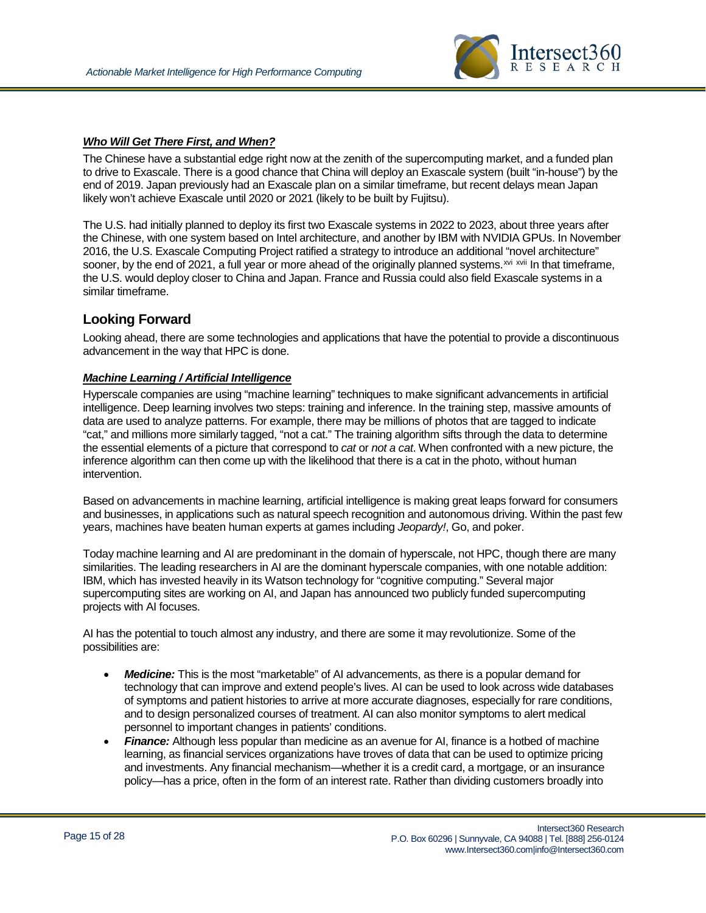***Who Will Get There First, and When?***

The Chinese have a substantial edge right now at the zenith of the supercomputing market, and a funded plan to drive to Exascale. There is a good chance that China will deploy an Exascale system (built "in-house") by the end of 2019. Japan previously had an Exascale plan on a similar timeframe, but recent delays mean Japan likely won't achieve Exascale until 2020 or 2021 (likely to be built by Fujitsu).

The U.S. had initially planned to deploy its first two Exascale systems in 2022 to 2023, about three years after the Chinese, with one system based on Intel architecture, and another by IBM with NVIDIA GPUs. In November 2016, the U.S. Exascale Computing Project ratified a strategy to introduce an additional "novel architecture" sooner, by the end of 2021, a full year or more ahead of the originally planned systems.[xvi] [xvii] In that timeframe, the U.S. would deploy closer to China and Japan. France and Russia could also field Exascale systems in a similar timeframe.

## Looking Forward

Looking ahead, there are some technologies and applications that have the potential to provide a discontinuous advancement in the way that HPC is done.

***Machine Learning / Artificial Intelligence***

Hyperscale companies are using "machine learning" techniques to make significant advancements in artificial intelligence. Deep learning involves two steps: training and inference. In the training step, massive amounts of data are used to analyze patterns. For example, there may be millions of photos that are tagged to indicate "cat," and millions more similarly tagged, "not a cat." The training algorithm sifts through the data to determine the essential elements of a picture that correspond to *cat* or *not a cat*. When confronted with a new picture, the inference algorithm can then come up with the likelihood that there is a cat in the photo, without human intervention.

Based on advancements in machine learning, artificial intelligence is making great leaps forward for consumers and businesses, in applications such as natural speech recognition and autonomous driving. Within the past few years, machines have beaten human experts at games including *Jeopardy!*, Go, and poker.

Today machine learning and AI are predominant in the domain of hyperscale, not HPC, though there are many similarities. The leading researchers in AI are the dominant hyperscale companies, with one notable addition: IBM, which has invested heavily in its Watson technology for "cognitive computing." Several major supercomputing sites are working on AI, and Japan has announced two publicly funded supercomputing projects with AI focuses.

AI has the potential to touch almost any industry, and there are some it may revolutionize. Some of the possibilities are:

- ***Medicine:*** This is the most "marketable" of AI advancements, as there is a popular demand for technology that can improve and extend people's lives. AI can be used to look across wide databases of symptoms and patient histories to arrive at more accurate diagnoses, especially for rare conditions, and to design personalized courses of treatment. AI can also monitor symptoms to alert medical personnel to important changes in patients' conditions.
- ***Finance:*** Although less popular than medicine as an avenue for AI, finance is a hotbed of machine learning, as financial services organizations have troves of data that can be used to optimize pricing and investments. Any financial mechanism—whether it is a credit card, a mortgage, or an insurance policy—has a price, often in the form of an interest rate. Rather than dividing customers broadly into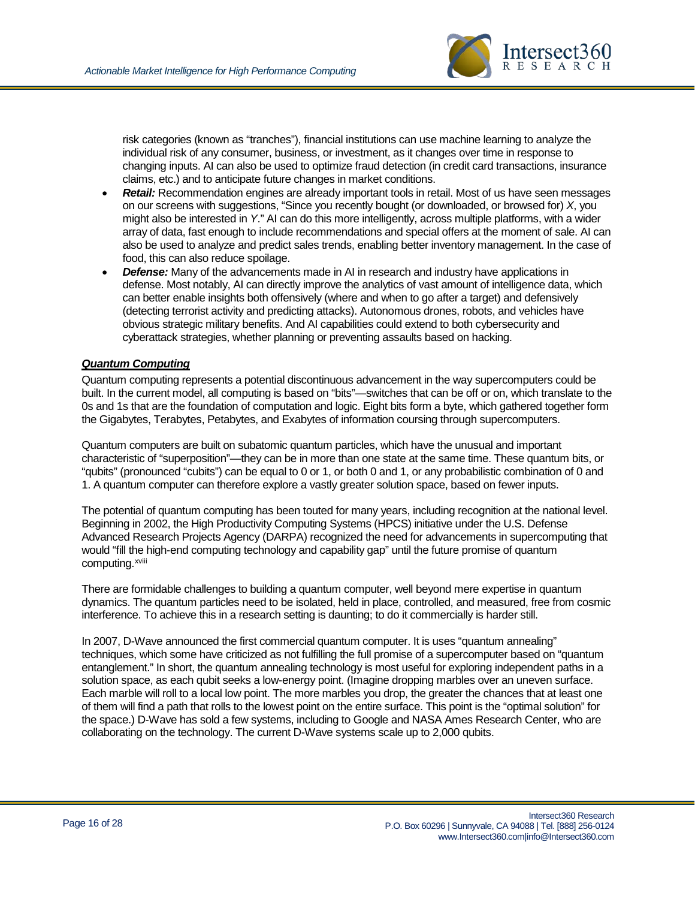risk categories (known as "tranches"), financial institutions can use machine learning to analyze the individual risk of any consumer, business, or investment, as it changes over time in response to changing inputs. AI can also be used to optimize fraud detection (in credit card transactions, insurance claims, etc.) and to anticipate future changes in market conditions.

- ***Retail:*** Recommendation engines are already important tools in retail. Most of us have seen messages on our screens with suggestions, "Since you recently bought (or downloaded, or browsed for) *X*, you might also be interested in *Y*." AI can do this more intelligently, across multiple platforms, with a wider array of data, fast enough to include recommendations and special offers at the moment of sale. AI can also be used to analyze and predict sales trends, enabling better inventory management. In the case of food, this can also reduce spoilage.
- ***Defense:*** Many of the advancements made in AI in research and industry have applications in defense. Most notably, AI can directly improve the analytics of vast amount of intelligence data, which can better enable insights both offensively (where and when to go after a target) and defensively (detecting terrorist activity and predicting attacks). Autonomous drones, robots, and vehicles have obvious strategic military benefits. And AI capabilities could extend to both cybersecurity and cyberattack strategies, whether planning or preventing assaults based on hacking.

***<u>Quantum Computing</u>***

Quantum computing represents a potential discontinuous advancement in the way supercomputers could be built. In the current model, all computing is based on "bits"—switches that can be off or on, which translate to the 0s and 1s that are the foundation of computation and logic. Eight bits form a byte, which gathered together form the Gigabytes, Terabytes, Petabytes, and Exabytes of information coursing through supercomputers.

Quantum computers are built on subatomic quantum particles, which have the unusual and important characteristic of "superposition"—they can be in more than one state at the same time. These quantum bits, or "qubits" (pronounced "cubits") can be equal to 0 or 1, or both 0 and 1, or any probabilistic combination of 0 and 1. A quantum computer can therefore explore a vastly greater solution space, based on fewer inputs.

The potential of quantum computing has been touted for many years, including recognition at the national level. Beginning in 2002, the High Productivity Computing Systems (HPCS) initiative under the U.S. Defense Advanced Research Projects Agency (DARPA) recognized the need for advancements in supercomputing that would "fill the high-end computing technology and capability gap" until the future promise of quantum computing.[xviii]

There are formidable challenges to building a quantum computer, well beyond mere expertise in quantum dynamics. The quantum particles need to be isolated, held in place, controlled, and measured, free from cosmic interference. To achieve this in a research setting is daunting; to do it commercially is harder still.

In 2007, D-Wave announced the first commercial quantum computer. It is uses "quantum annealing" techniques, which some have criticized as not fulfilling the full promise of a supercomputer based on "quantum entanglement." In short, the quantum annealing technology is most useful for exploring independent paths in a solution space, as each qubit seeks a low-energy point. (Imagine dropping marbles over an uneven surface. Each marble will roll to a local low point. The more marbles you drop, the greater the chances that at least one of them will find a path that rolls to the lowest point on the entire surface. This point is the "optimal solution" for the space.) D-Wave has sold a few systems, including to Google and NASA Ames Research Center, who are collaborating on the technology. The current D-Wave systems scale up to 2,000 qubits.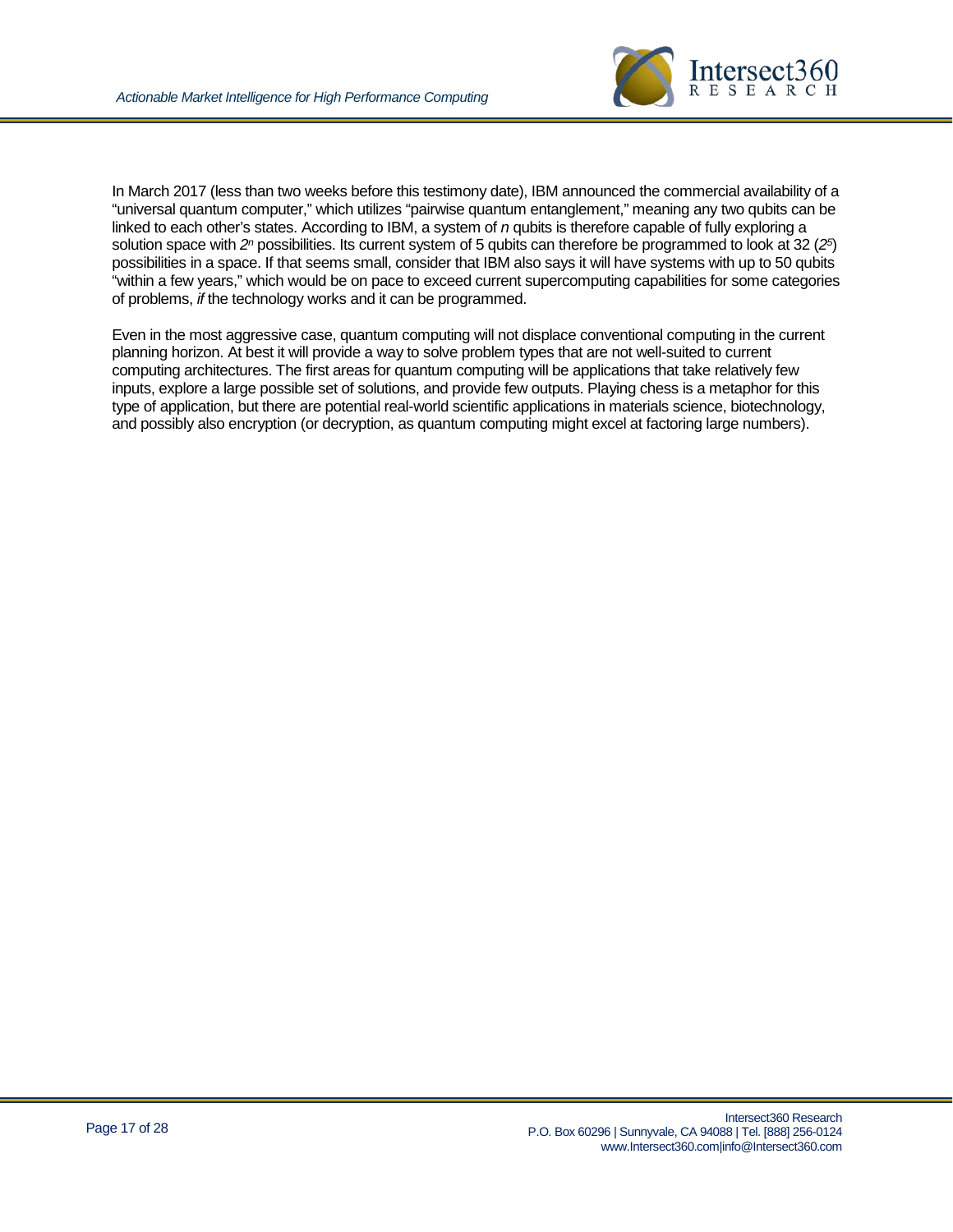In March 2017 (less than two weeks before this testimony date), IBM announced the commercial availability of a "universal quantum computer," which utilizes "pairwise quantum entanglement," meaning any two qubits can be linked to each other's states. According to IBM, a system of *n* qubits is therefore capable of fully exploring a solution space with $2^n$ possibilities. Its current system of 5 qubits can therefore be programmed to look at 32 ($2^5$) possibilities in a space. If that seems small, consider that IBM also says it will have systems with up to 50 qubits "within a few years," which would be on pace to exceed current supercomputing capabilities for some categories of problems, *if* the technology works and it can be programmed.

Even in the most aggressive case, quantum computing will not displace conventional computing in the current planning horizon. At best it will provide a way to solve problem types that are not well-suited to current computing architectures. The first areas for quantum computing will be applications that take relatively few inputs, explore a large possible set of solutions, and provide few outputs. Playing chess is a metaphor for this type of application, but there are potential real-world scientific applications in materials science, biotechnology, and possibly also encryption (or decryption, as quantum computing might excel at factoring large numbers).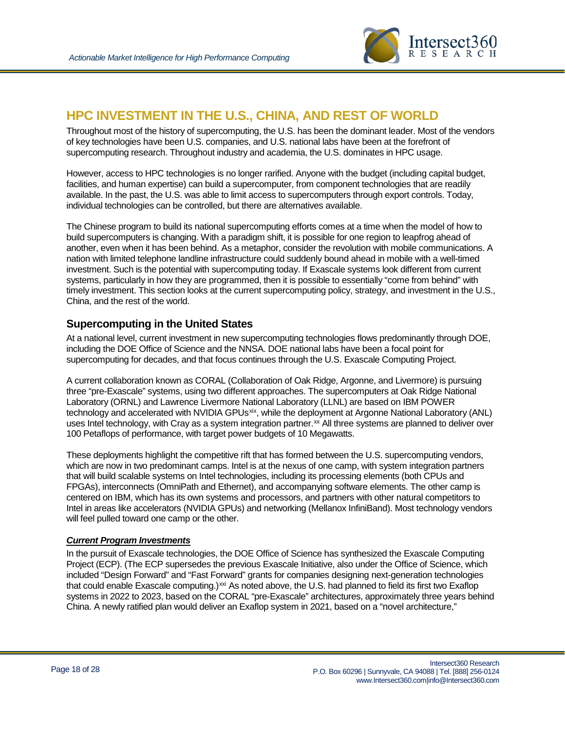## HPC INVESTMENT IN THE U.S., CHINA, AND REST OF WORLD

Throughout most of the history of supercomputing, the U.S. has been the dominant leader. Most of the vendors of key technologies have been U.S. companies, and U.S. national labs have been at the forefront of supercomputing research. Throughout industry and academia, the U.S. dominates in HPC usage.

However, access to HPC technologies is no longer rarified. Anyone with the budget (including capital budget, facilities, and human expertise) can build a supercomputer, from component technologies that are readily available. In the past, the U.S. was able to limit access to supercomputers through export controls. Today, individual technologies can be controlled, but there are alternatives available.

The Chinese program to build its national supercomputing efforts comes at a time when the model of how to build supercomputers is changing. With a paradigm shift, it is possible for one region to leapfrog ahead of another, even when it has been behind. As a metaphor, consider the revolution with mobile communications. A nation with limited telephone landline infrastructure could suddenly bound ahead in mobile with a well-timed investment. Such is the potential with supercomputing today. If Exascale systems look different from current systems, particularly in how they are programmed, then it is possible to essentially "come from behind" with timely investment. This section looks at the current supercomputing policy, strategy, and investment in the U.S., China, and the rest of the world.

### Supercomputing in the United States

At a national level, current investment in new supercomputing technologies flows predominantly through DOE, including the DOE Office of Science and the NNSA. DOE national labs have been a focal point for supercomputing for decades, and that focus continues through the U.S. Exascale Computing Project.

A current collaboration known as CORAL (Collaboration of Oak Ridge, Argonne, and Livermore) is pursuing three "pre-Exascale" systems, using two different approaches. The supercomputers at Oak Ridge National Laboratory (ORNL) and Lawrence Livermore National Laboratory (LLNL) are based on IBM POWER technology and accelerated with NVIDIA GPUs[xix], while the deployment at Argonne National Laboratory (ANL) uses Intel technology, with Cray as a system integration partner.[xx] All three systems are planned to deliver over 100 Petaflops of performance, with target power budgets of 10 Megawatts.

These deployments highlight the competitive rift that has formed between the U.S. supercomputing vendors, which are now in two predominant camps. Intel is at the nexus of one camp, with system integration partners that will build scalable systems on Intel technologies, including its processing elements (both CPUs and FPGAs), interconnects (OmniPath and Ethernet), and accompanying software elements. The other camp is centered on IBM, which has its own systems and processors, and partners with other natural competitors to Intel in areas like accelerators (NVIDIA GPUs) and networking (Mellanox InfiniBand). Most technology vendors will feel pulled toward one camp or the other.

***Current Program Investments***

In the pursuit of Exascale technologies, the DOE Office of Science has synthesized the Exascale Computing Project (ECP). (The ECP supersedes the previous Exascale Initiative, also under the Office of Science, which included "Design Forward" and "Fast Forward" grants for companies designing next-generation technologies that could enable Exascale computing.)[xxi] As noted above, the U.S. had planned to field its first two Exaflop systems in 2022 to 2023, based on the CORAL "pre-Exascale" architectures, approximately three years behind China. A newly ratified plan would deliver an Exaflop system in 2021, based on a "novel architecture,"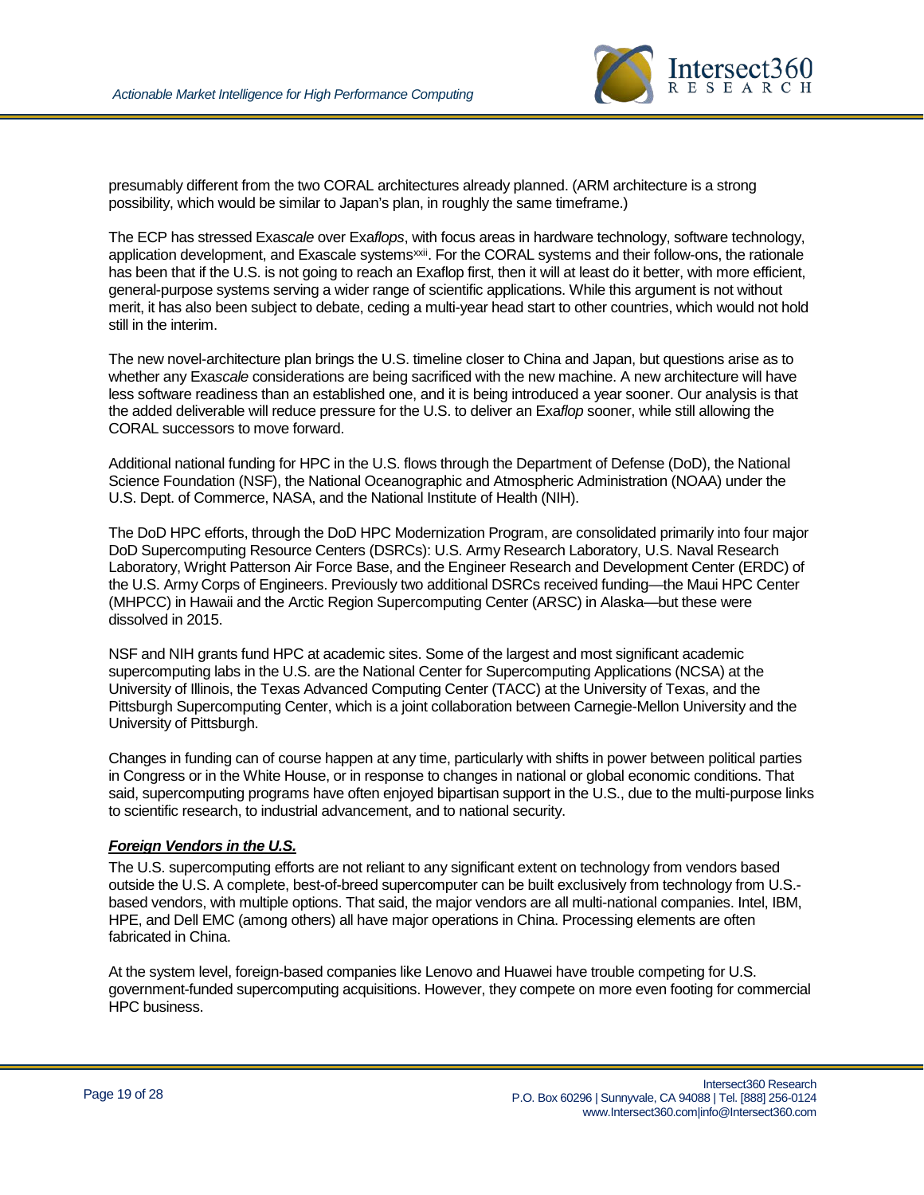presumably different from the two CORAL architectures already planned. (ARM architecture is a strong possibility, which would be similar to Japan's plan, in roughly the same timeframe.)

The ECP has stressed Exa*scale* over Exa*flops*, with focus areas in hardware technology, software technology, application development, and Exascale systems[xxii]. For the CORAL systems and their follow-ons, the rationale has been that if the U.S. is not going to reach an Exaflop first, then it will at least do it better, with more efficient, general-purpose systems serving a wider range of scientific applications. While this argument is not without merit, it has also been subject to debate, ceding a multi-year head start to other countries, which would not hold still in the interim.

The new novel-architecture plan brings the U.S. timeline closer to China and Japan, but questions arise as to whether any Exa*scale* considerations are being sacrificed with the new machine. A new architecture will have less software readiness than an established one, and it is being introduced a year sooner. Our analysis is that the added deliverable will reduce pressure for the U.S. to deliver an Exa*flop* sooner, while still allowing the CORAL successors to move forward.

Additional national funding for HPC in the U.S. flows through the Department of Defense (DoD), the National Science Foundation (NSF), the National Oceanographic and Atmospheric Administration (NOAA) under the U.S. Dept. of Commerce, NASA, and the National Institute of Health (NIH).

The DoD HPC efforts, through the DoD HPC Modernization Program, are consolidated primarily into four major DoD Supercomputing Resource Centers (DSRCs): U.S. Army Research Laboratory, U.S. Naval Research Laboratory, Wright Patterson Air Force Base, and the Engineer Research and Development Center (ERDC) of the U.S. Army Corps of Engineers. Previously two additional DSRCs received funding—the Maui HPC Center (MHPCC) in Hawaii and the Arctic Region Supercomputing Center (ARSC) in Alaska—but these were dissolved in 2015.

NSF and NIH grants fund HPC at academic sites. Some of the largest and most significant academic supercomputing labs in the U.S. are the National Center for Supercomputing Applications (NCSA) at the University of Illinois, the Texas Advanced Computing Center (TACC) at the University of Texas, and the Pittsburgh Supercomputing Center, which is a joint collaboration between Carnegie-Mellon University and the University of Pittsburgh.

Changes in funding can of course happen at any time, particularly with shifts in power between political parties in Congress or in the White House, or in response to changes in national or global economic conditions. That said, supercomputing programs have often enjoyed bipartisan support in the U.S., due to the multi-purpose links to scientific research, to industrial advancement, and to national security.

### ***Foreign Vendors in the U.S.***

The U.S. supercomputing efforts are not reliant to any significant extent on technology from vendors based outside the U.S. A complete, best-of-breed supercomputer can be built exclusively from technology from U.S.-based vendors, with multiple options. That said, the major vendors are all multi-national companies. Intel, IBM, HPE, and Dell EMC (among others) all have major operations in China. Processing elements are often fabricated in China.

At the system level, foreign-based companies like Lenovo and Huawei have trouble competing for U.S. government-funded supercomputing acquisitions. However, they compete on more even footing for commercial HPC business.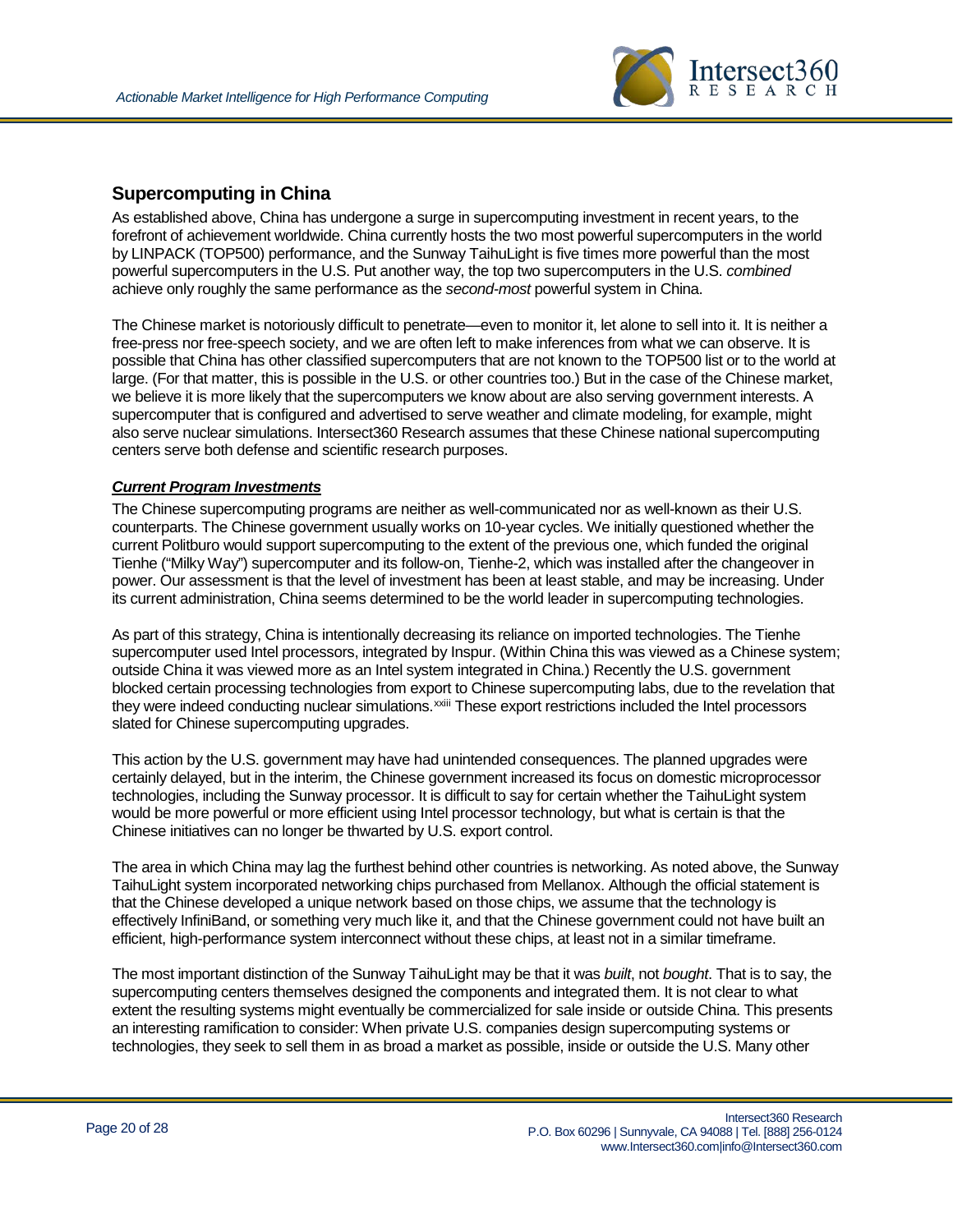## Supercomputing in China

As established above, China has undergone a surge in supercomputing investment in recent years, to the forefront of achievement worldwide. China currently hosts the two most powerful supercomputers in the world by LINPACK (TOP500) performance, and the Sunway TaihuLight is five times more powerful than the most powerful supercomputers in the U.S. Put another way, the top two supercomputers in the U.S. *combined* achieve only roughly the same performance as the *second-most* powerful system in China.

The Chinese market is notoriously difficult to penetrate—even to monitor it, let alone to sell into it. It is neither a free-press nor free-speech society, and we are often left to make inferences from what we can observe. It is possible that China has other classified supercomputers that are not known to the TOP500 list or to the world at large. (For that matter, this is possible in the U.S. or other countries too.) But in the case of the Chinese market, we believe it is more likely that the supercomputers we know about are also serving government interests. A supercomputer that is configured and advertised to serve weather and climate modeling, for example, might also serve nuclear simulations. Intersect360 Research assumes that these Chinese national supercomputing centers serve both defense and scientific research purposes.

### *Current Program Investments*

The Chinese supercomputing programs are neither as well-communicated nor as well-known as their U.S. counterparts. The Chinese government usually works on 10-year cycles. We initially questioned whether the current Politburo would support supercomputing to the extent of the previous one, which funded the original Tienhe ("Milky Way") supercomputer and its follow-on, Tienhe-2, which was installed after the changeover in power. Our assessment is that the level of investment has been at least stable, and may be increasing. Under its current administration, China seems determined to be the world leader in supercomputing technologies.

As part of this strategy, China is intentionally decreasing its reliance on imported technologies. The Tienhe supercomputer used Intel processors, integrated by Inspur. (Within China this was viewed as a Chinese system; outside China it was viewed more as an Intel system integrated in China.) Recently the U.S. government blocked certain processing technologies from export to Chinese supercomputing labs, due to the revelation that they were indeed conducting nuclear simulations.[xxiii] These export restrictions included the Intel processors slated for Chinese supercomputing upgrades.

This action by the U.S. government may have had unintended consequences. The planned upgrades were certainly delayed, but in the interim, the Chinese government increased its focus on domestic microprocessor technologies, including the Sunway processor. It is difficult to say for certain whether the TaihuLight system would be more powerful or more efficient using Intel processor technology, but what is certain is that the Chinese initiatives can no longer be thwarted by U.S. export control.

The area in which China may lag the furthest behind other countries is networking. As noted above, the Sunway TaihuLight system incorporated networking chips purchased from Mellanox. Although the official statement is that the Chinese developed a unique network based on those chips, we assume that the technology is effectively InfiniBand, or something very much like it, and that the Chinese government could not have built an efficient, high-performance system interconnect without these chips, at least not in a similar timeframe.

The most important distinction of the Sunway TaihuLight may be that it was *built*, not *bought*. That is to say, the supercomputing centers themselves designed the components and integrated them. It is not clear to what extent the resulting systems might eventually be commercialized for sale inside or outside China. This presents an interesting ramification to consider: When private U.S. companies design supercomputing systems or technologies, they seek to sell them in as broad a market as possible, inside or outside the U.S. Many other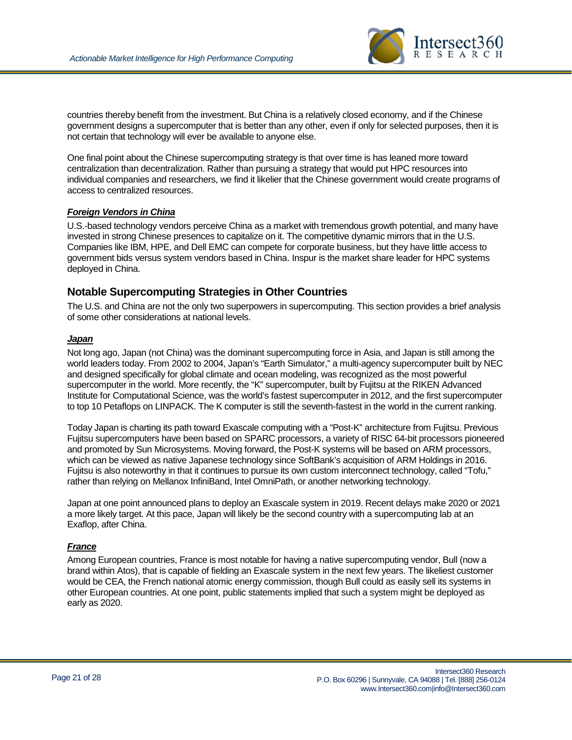countries thereby benefit from the investment. But China is a relatively closed economy, and if the Chinese government designs a supercomputer that is better than any other, even if only for selected purposes, then it is not certain that technology will ever be available to anyone else.

One final point about the Chinese supercomputing strategy is that over time is has leaned more toward centralization than decentralization. Rather than pursuing a strategy that would put HPC resources into individual companies and researchers, we find it likelier that the Chinese government would create programs of access to centralized resources.

#### ***Foreign Vendors in China***

U.S.-based technology vendors perceive China as a market with tremendous growth potential, and many have invested in strong Chinese presences to capitalize on it. The competitive dynamic mirrors that in the U.S. Companies like IBM, HPE, and Dell EMC can compete for corporate business, but they have little access to government bids versus system vendors based in China. Inspur is the market share leader for HPC systems deployed in China.

## Notable Supercomputing Strategies in Other Countries

The U.S. and China are not the only two superpowers in supercomputing. This section provides a brief analysis of some other considerations at national levels.

#### ***Japan***

Not long ago, Japan (not China) was the dominant supercomputing force in Asia, and Japan is still among the world leaders today. From 2002 to 2004, Japan's "Earth Simulator," a multi-agency supercomputer built by NEC and designed specifically for global climate and ocean modeling, was recognized as the most powerful supercomputer in the world. More recently, the "K" supercomputer, built by Fujitsu at the RIKEN Advanced Institute for Computational Science, was the world's fastest supercomputer in 2012, and the first supercomputer to top 10 Petaflops on LINPACK. The K computer is still the seventh-fastest in the world in the current ranking.

Today Japan is charting its path toward Exascale computing with a "Post-K" architecture from Fujitsu. Previous Fujitsu supercomputers have been based on SPARC processors, a variety of RISC 64-bit processors pioneered and promoted by Sun Microsystems. Moving forward, the Post-K systems will be based on ARM processors, which can be viewed as native Japanese technology since SoftBank's acquisition of ARM Holdings in 2016. Fujitsu is also noteworthy in that it continues to pursue its own custom interconnect technology, called "Tofu," rather than relying on Mellanox InfiniBand, Intel OmniPath, or another networking technology.

Japan at one point announced plans to deploy an Exascale system in 2019. Recent delays make 2020 or 2021 a more likely target. At this pace, Japan will likely be the second country with a supercomputing lab at an Exaflop, after China.

#### ***France***

Among European countries, France is most notable for having a native supercomputing vendor, Bull (now a brand within Atos), that is capable of fielding an Exascale system in the next few years. The likeliest customer would be CEA, the French national atomic energy commission, though Bull could as easily sell its systems in other European countries. At one point, public statements implied that such a system might be deployed as early as 2020.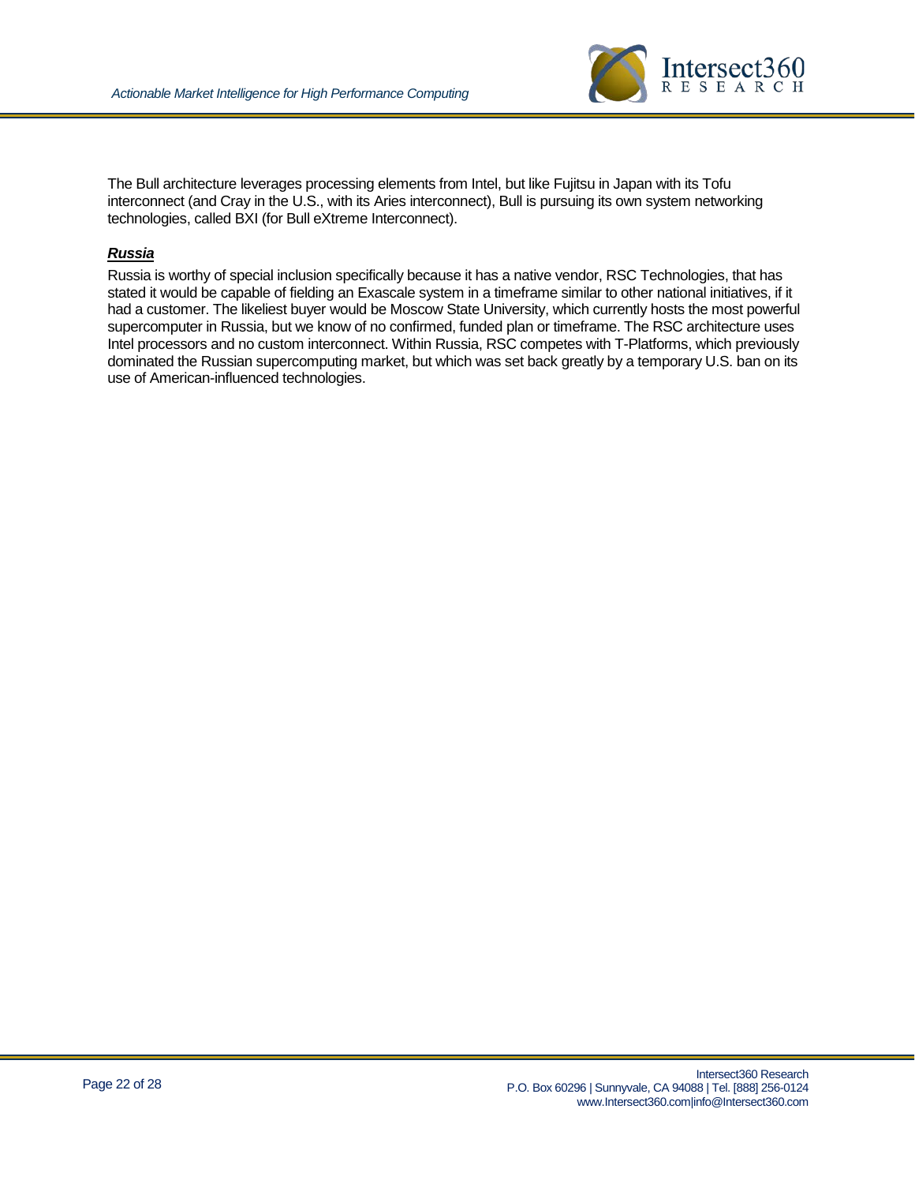The Bull architecture leverages processing elements from Intel, but like Fujitsu in Japan with its Tofu interconnect (and Cray in the U.S., with its Aries interconnect), Bull is pursuing its own system networking technologies, called BXI (for Bull eXtreme Interconnect).

***Russia***

Russia is worthy of special inclusion specifically because it has a native vendor, RSC Technologies, that has stated it would be capable of fielding an Exascale system in a timeframe similar to other national initiatives, if it had a customer. The likeliest buyer would be Moscow State University, which currently hosts the most powerful supercomputer in Russia, but we know of no confirmed, funded plan or timeframe. The RSC architecture uses Intel processors and no custom interconnect. Within Russia, RSC competes with T-Platforms, which previously dominated the Russian supercomputing market, but which was set back greatly by a temporary U.S. ban on its use of American-influenced technologies.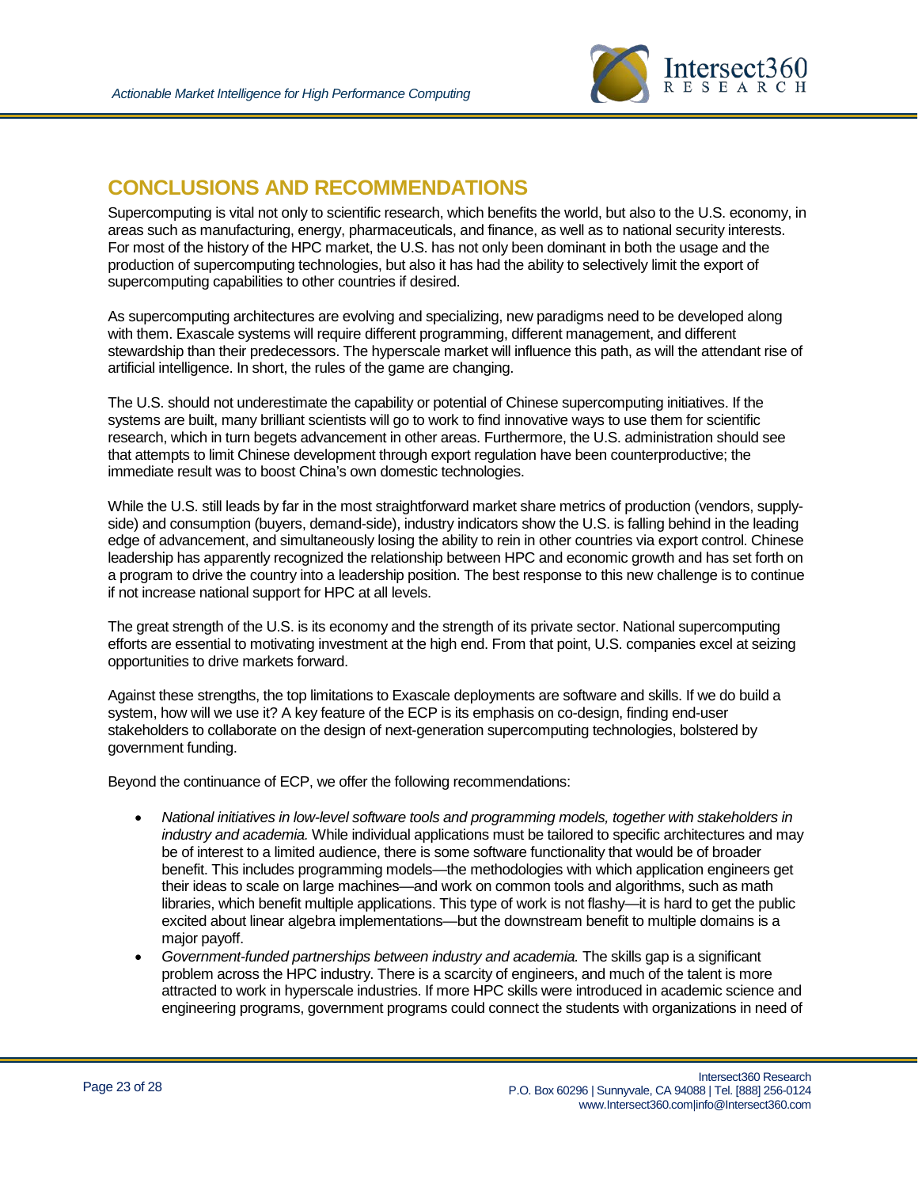## CONCLUSIONS AND RECOMMENDATIONS

Supercomputing is vital not only to scientific research, which benefits the world, but also to the U.S. economy, in areas such as manufacturing, energy, pharmaceuticals, and finance, as well as to national security interests. For most of the history of the HPC market, the U.S. has not only been dominant in both the usage and the production of supercomputing technologies, but also it has had the ability to selectively limit the export of supercomputing capabilities to other countries if desired.

As supercomputing architectures are evolving and specializing, new paradigms need to be developed along with them. Exascale systems will require different programming, different management, and different stewardship than their predecessors. The hyperscale market will influence this path, as will the attendant rise of artificial intelligence. In short, the rules of the game are changing.

The U.S. should not underestimate the capability or potential of Chinese supercomputing initiatives. If the systems are built, many brilliant scientists will go to work to find innovative ways to use them for scientific research, which in turn begets advancement in other areas. Furthermore, the U.S. administration should see that attempts to limit Chinese development through export regulation have been counterproductive; the immediate result was to boost China's own domestic technologies.

While the U.S. still leads by far in the most straightforward market share metrics of production (vendors, supply-side) and consumption (buyers, demand-side), industry indicators show the U.S. is falling behind in the leading edge of advancement, and simultaneously losing the ability to rein in other countries via export control. Chinese leadership has apparently recognized the relationship between HPC and economic growth and has set forth on a program to drive the country into a leadership position. The best response to this new challenge is to continue if not increase national support for HPC at all levels.

The great strength of the U.S. is its economy and the strength of its private sector. National supercomputing efforts are essential to motivating investment at the high end. From that point, U.S. companies excel at seizing opportunities to drive markets forward.

Against these strengths, the top limitations to Exascale deployments are software and skills. If we do build a system, how will we use it? A key feature of the ECP is its emphasis on co-design, finding end-user stakeholders to collaborate on the design of next-generation supercomputing technologies, bolstered by government funding.

Beyond the continuance of ECP, we offer the following recommendations:

- *National initiatives in low-level software tools and programming models, together with stakeholders in industry and academia.* While individual applications must be tailored to specific architectures and may be of interest to a limited audience, there is some software functionality that would be of broader benefit. This includes programming models—the methodologies with which application engineers get their ideas to scale on large machines—and work on common tools and algorithms, such as math libraries, which benefit multiple applications. This type of work is not flashy—it is hard to get the public excited about linear algebra implementations—but the downstream benefit to multiple domains is a major payoff.
- *Government-funded partnerships between industry and academia.* The skills gap is a significant problem across the HPC industry. There is a scarcity of engineers, and much of the talent is more attracted to work in hyperscale industries. If more HPC skills were introduced in academic science and engineering programs, government programs could connect the students with organizations in need of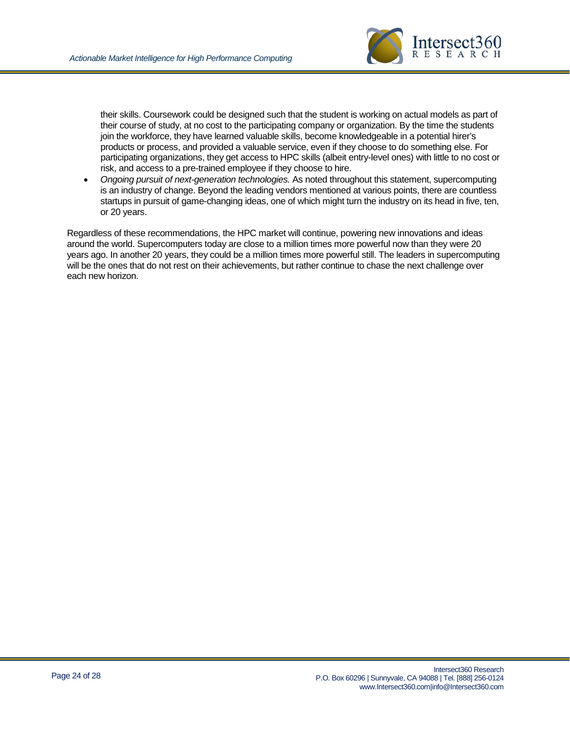their skills. Coursework could be designed such that the student is working on actual models as part of their course of study, at no cost to the participating company or organization. By the time the students join the workforce, they have learned valuable skills, become knowledgeable in a potential hirer's products or process, and provided a valuable service, even if they choose to do something else. For participating organizations, they get access to HPC skills (albeit entry-level ones) with little to no cost or risk, and access to a pre-trained employee if they choose to hire.

- *Ongoing pursuit of next-generation technologies.* As noted throughout this statement, supercomputing is an industry of change. Beyond the leading vendors mentioned at various points, there are countless startups in pursuit of game-changing ideas, one of which might turn the industry on its head in five, ten, or 20 years.

Regardless of these recommendations, the HPC market will continue, powering new innovations and ideas around the world. Supercomputers today are close to a million times more powerful now than they were 20 years ago. In another 20 years, they could be a million times more powerful still. The leaders in supercomputing will be the ones that do not rest on their achievements, but rather continue to chase the next challenge over each new horizon.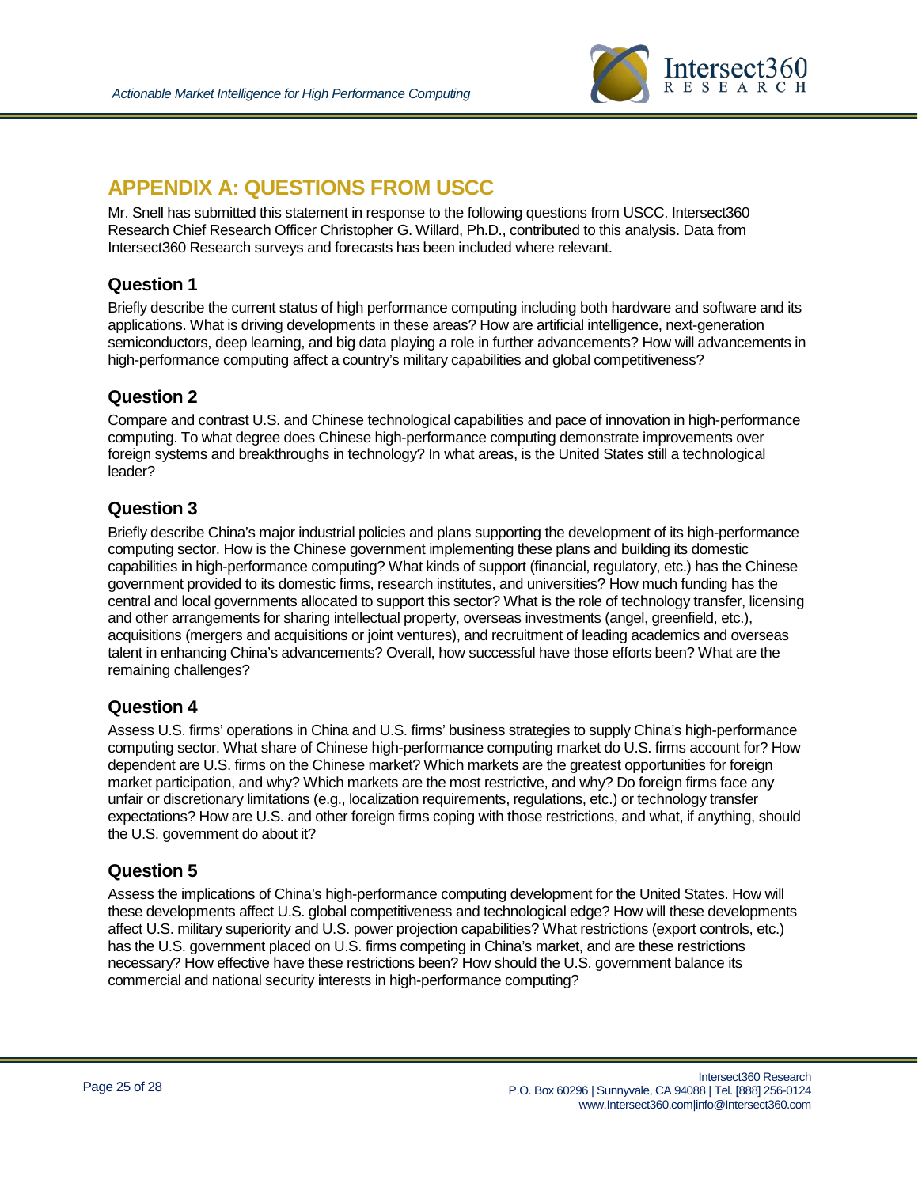## APPENDIX A: QUESTIONS FROM USCC

Mr. Snell has submitted this statement in response to the following questions from USCC. Intersect360 Research Chief Research Officer Christopher G. Willard, Ph.D., contributed to this analysis. Data from Intersect360 Research surveys and forecasts has been included where relevant.

### Question 1

Briefly describe the current status of high performance computing including both hardware and software and its applications. What is driving developments in these areas? How are artificial intelligence, next-generation semiconductors, deep learning, and big data playing a role in further advancements? How will advancements in high-performance computing affect a country's military capabilities and global competitiveness?

### Question 2

Compare and contrast U.S. and Chinese technological capabilities and pace of innovation in high-performance computing. To what degree does Chinese high-performance computing demonstrate improvements over foreign systems and breakthroughs in technology? In what areas, is the United States still a technological leader?

### Question 3

Briefly describe China's major industrial policies and plans supporting the development of its high-performance computing sector. How is the Chinese government implementing these plans and building its domestic capabilities in high-performance computing? What kinds of support (financial, regulatory, etc.) has the Chinese government provided to its domestic firms, research institutes, and universities? How much funding has the central and local governments allocated to support this sector? What is the role of technology transfer, licensing and other arrangements for sharing intellectual property, overseas investments (angel, greenfield, etc.), acquisitions (mergers and acquisitions or joint ventures), and recruitment of leading academics and overseas talent in enhancing China's advancements? Overall, how successful have those efforts been? What are the remaining challenges?

### Question 4

Assess U.S. firms' operations in China and U.S. firms' business strategies to supply China's high-performance computing sector. What share of Chinese high-performance computing market do U.S. firms account for? How dependent are U.S. firms on the Chinese market? Which markets are the greatest opportunities for foreign market participation, and why? Which markets are the most restrictive, and why? Do foreign firms face any unfair or discretionary limitations (e.g., localization requirements, regulations, etc.) or technology transfer expectations? How are U.S. and other foreign firms coping with those restrictions, and what, if anything, should the U.S. government do about it?

### Question 5

Assess the implications of China's high-performance computing development for the United States. How will these developments affect U.S. global competitiveness and technological edge? How will these developments affect U.S. military superiority and U.S. power projection capabilities? What restrictions (export controls, etc.) has the U.S. government placed on U.S. firms competing in China's market, and are these restrictions necessary? How effective have these restrictions been? How should the U.S. government balance its commercial and national security interests in high-performance computing?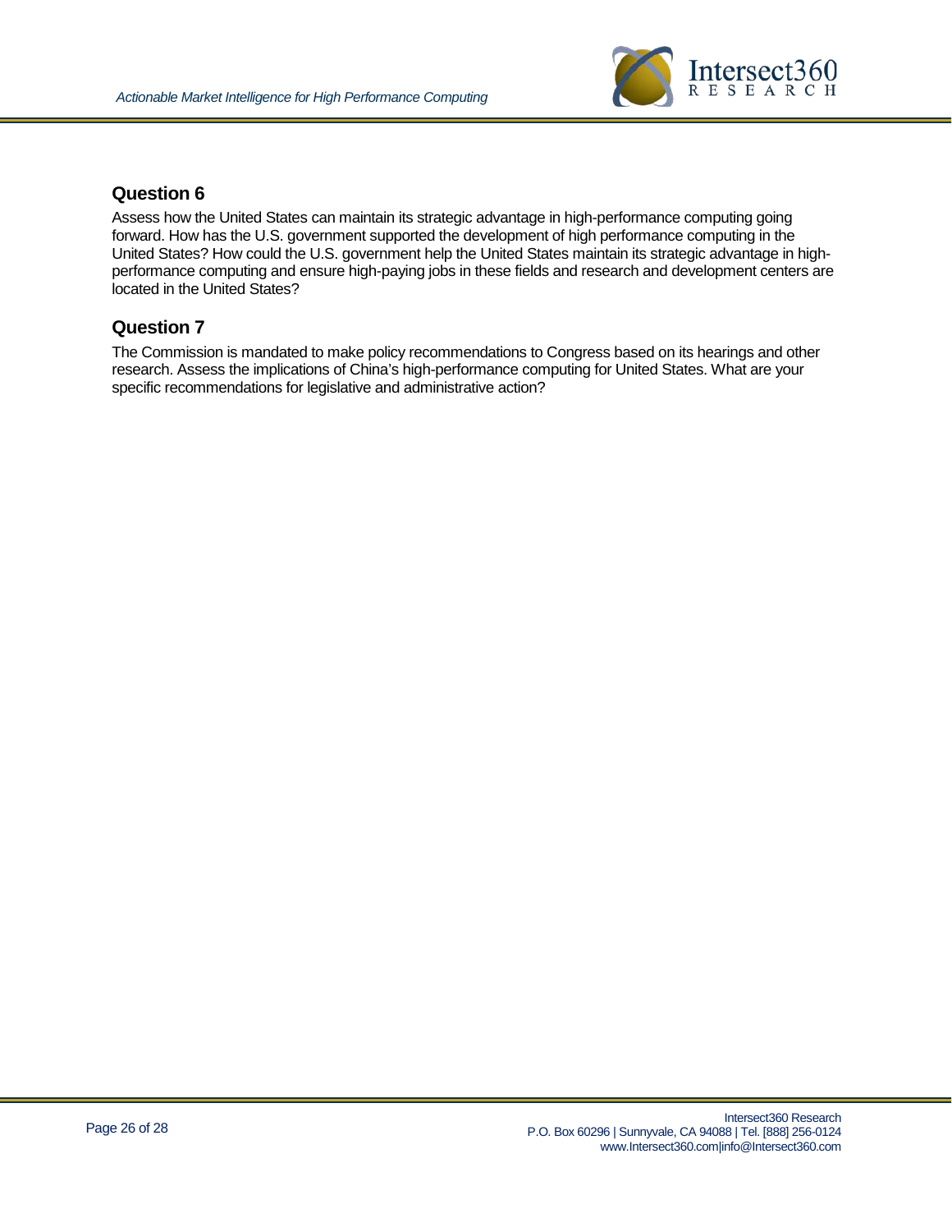## Question 6

Assess how the United States can maintain its strategic advantage in high-performance computing going forward. How has the U.S. government supported the development of high performance computing in the United States? How could the U.S. government help the United States maintain its strategic advantage in high-performance computing and ensure high-paying jobs in these fields and research and development centers are located in the United States?

## Question 7

The Commission is mandated to make policy recommendations to Congress based on its hearings and other research. Assess the implications of China's high-performance computing for United States. What are your specific recommendations for legislative and administrative action?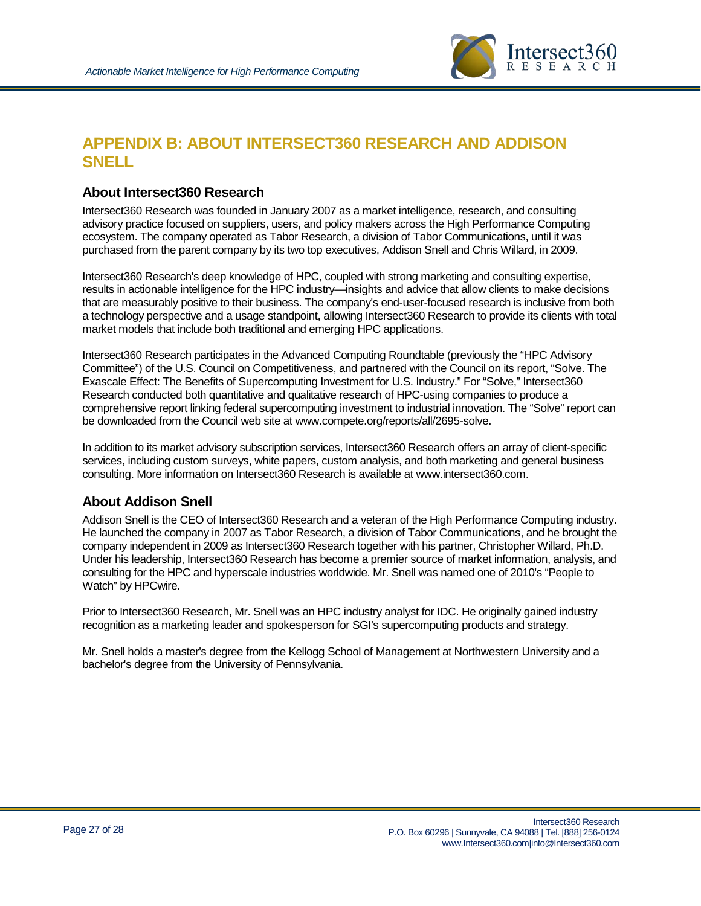# APPENDIX B: ABOUT INTERSECT360 RESEARCH AND ADDISON SNELL

## About Intersect360 Research

Intersect360 Research was founded in January 2007 as a market intelligence, research, and consulting advisory practice focused on suppliers, users, and policy makers across the High Performance Computing ecosystem. The company operated as Tabor Research, a division of Tabor Communications, until it was purchased from the parent company by its two top executives, Addison Snell and Chris Willard, in 2009.

Intersect360 Research's deep knowledge of HPC, coupled with strong marketing and consulting expertise, results in actionable intelligence for the HPC industry—insights and advice that allow clients to make decisions that are measurably positive to their business. The company's end-user-focused research is inclusive from both a technology perspective and a usage standpoint, allowing Intersect360 Research to provide its clients with total market models that include both traditional and emerging HPC applications.

Intersect360 Research participates in the Advanced Computing Roundtable (previously the "HPC Advisory Committee") of the U.S. Council on Competitiveness, and partnered with the Council on its report, "Solve. The Exascale Effect: The Benefits of Supercomputing Investment for U.S. Industry." For "Solve," Intersect360 Research conducted both quantitative and qualitative research of HPC-using companies to produce a comprehensive report linking federal supercomputing investment to industrial innovation. The "Solve" report can be downloaded from the Council web site at www.compete.org/reports/all/2695-solve.

In addition to its market advisory subscription services, Intersect360 Research offers an array of client-specific services, including custom surveys, white papers, custom analysis, and both marketing and general business consulting. More information on Intersect360 Research is available at www.intersect360.com.

## About Addison Snell

Addison Snell is the CEO of Intersect360 Research and a veteran of the High Performance Computing industry. He launched the company in 2007 as Tabor Research, a division of Tabor Communications, and he brought the company independent in 2009 as Intersect360 Research together with his partner, Christopher Willard, Ph.D. Under his leadership, Intersect360 Research has become a premier source of market information, analysis, and consulting for the HPC and hyperscale industries worldwide. Mr. Snell was named one of 2010's "People to Watch" by HPCwire.

Prior to Intersect360 Research, Mr. Snell was an HPC industry analyst for IDC. He originally gained industry recognition as a marketing leader and spokesperson for SGI's supercomputing products and strategy.

Mr. Snell holds a master's degree from the Kellogg School of Management at Northwestern University and a bachelor's degree from the University of Pennsylvania.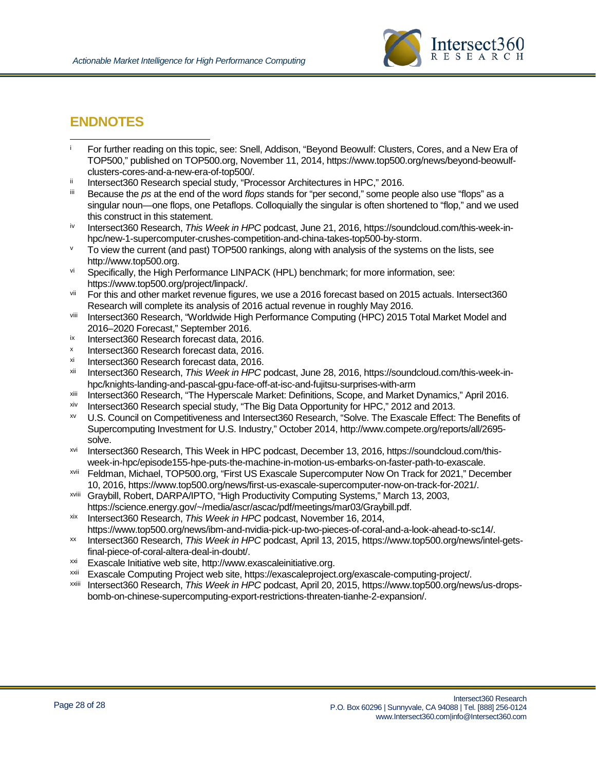## ENDNOTES

- [i] For further reading on this topic, see: Snell, Addison, “Beyond Beowulf: Clusters, Cores, and a New Era of TOP500,” published on TOP500.org, November 11, 2014, https://www.top500.org/news/beyond-beowulf-clusters-cores-and-a-new-era-of-top500/.
- [ii] Intersect360 Research special study, “Processor Architectures in HPC,” 2016.
- [iii] Because the *ps* at the end of the word *flops* stands for “per second,” some people also use “flops” as a singular noun—one flops, one Petaflops. Colloquially the singular is often shortened to “flop,” and we used this construct in this statement.
- [iv] Intersect360 Research, *This Week in HPC* podcast, June 21, 2016, https://soundcloud.com/this-week-in-hpc/new-1-supercomputer-crushes-competition-and-china-takes-top500-by-storm.
- [v] To view the current (and past) TOP500 rankings, along with analysis of the systems on the lists, see http://www.top500.org.
- [vi] Specifically, the High Performance LINPACK (HPL) benchmark; for more information, see: https://www.top500.org/project/linpack/.
- [vii] For this and other market revenue figures, we use a 2016 forecast based on 2015 actuals. Intersect360 Research will complete its analysis of 2016 actual revenue in roughly May 2016.
- [viii] Intersect360 Research, “Worldwide High Performance Computing (HPC) 2015 Total Market Model and 2016–2020 Forecast,” September 2016.
- [ix] Intersect360 Research forecast data, 2016.
- [x] Intersect360 Research forecast data, 2016.
- [xi] Intersect360 Research forecast data, 2016.
- [xii] Intersect360 Research, *This Week in HPC* podcast, June 28, 2016, https://soundcloud.com/this-week-in-hpc/knights-landing-and-pascal-gpu-face-off-at-isc-and-fujitsu-surprises-with-arm
- [xiii] Intersect360 Research, “The Hyperscale Market: Definitions, Scope, and Market Dynamics,” April 2016.
- [xiv] Intersect360 Research special study, “The Big Data Opportunity for HPC,” 2012 and 2013.
- [xv] U.S. Council on Competitiveness and Intersect360 Research, “Solve. The Exascale Effect: The Benefits of Supercomputing Investment for U.S. Industry,” October 2014, http://www.compete.org/reports/all/2695-solve.
- [xvi] Intersect360 Research, This Week in HPC podcast, December 13, 2016, https://soundcloud.com/this-week-in-hpc/episode155-hpe-puts-the-machine-in-motion-us-embarks-on-faster-path-to-exascale.
- [xvii] Feldman, Michael, TOP500.org, “First US Exascale Supercomputer Now On Track for 2021,” December 10, 2016, https://www.top500.org/news/first-us-exascale-supercomputer-now-on-track-for-2021/.
- [xviii] Graybill, Robert, DARPA/IPTO, “High Productivity Computing Systems,” March 13, 2003, https://science.energy.gov/~/media/ascr/ascac/pdf/meetings/mar03/Graybill.pdf.
- [xix] Intersect360 Research, *This Week in HPC* podcast, November 16, 2014, https://www.top500.org/news/ibm-and-nvidia-pick-up-two-pieces-of-coral-and-a-look-ahead-to-sc14/.
- [xx] Intersect360 Research, *This Week in HPC* podcast, April 13, 2015, https://www.top500.org/news/intel-gets-final-piece-of-coral-altera-deal-in-doubt/.
- [xxi] Exascale Initiative web site, http://www.exascaleinitiative.org.
- [xxii] Exascale Computing Project web site, https://exascaleproject.org/exascale-computing-project/.
- [xxiii] Intersect360 Research, *This Week in HPC* podcast, April 20, 2015, https://www.top500.org/news/us-drops-bomb-on-chinese-supercomputing-export-restrictions-threaten-tianhe-2-expansion/.